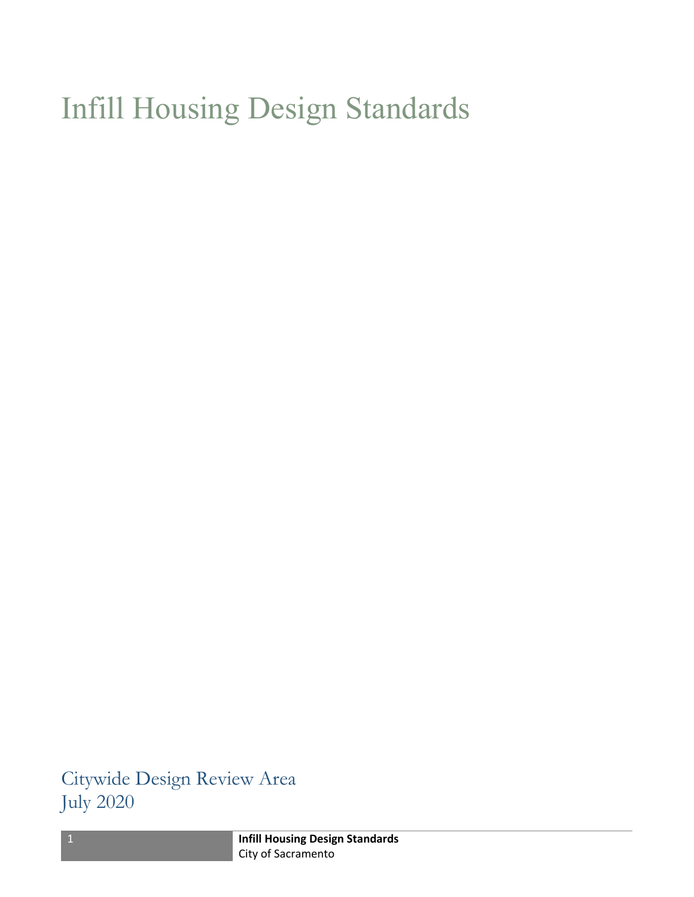# Infill Housing Design Standards

Citywide Design Review Area
July 2020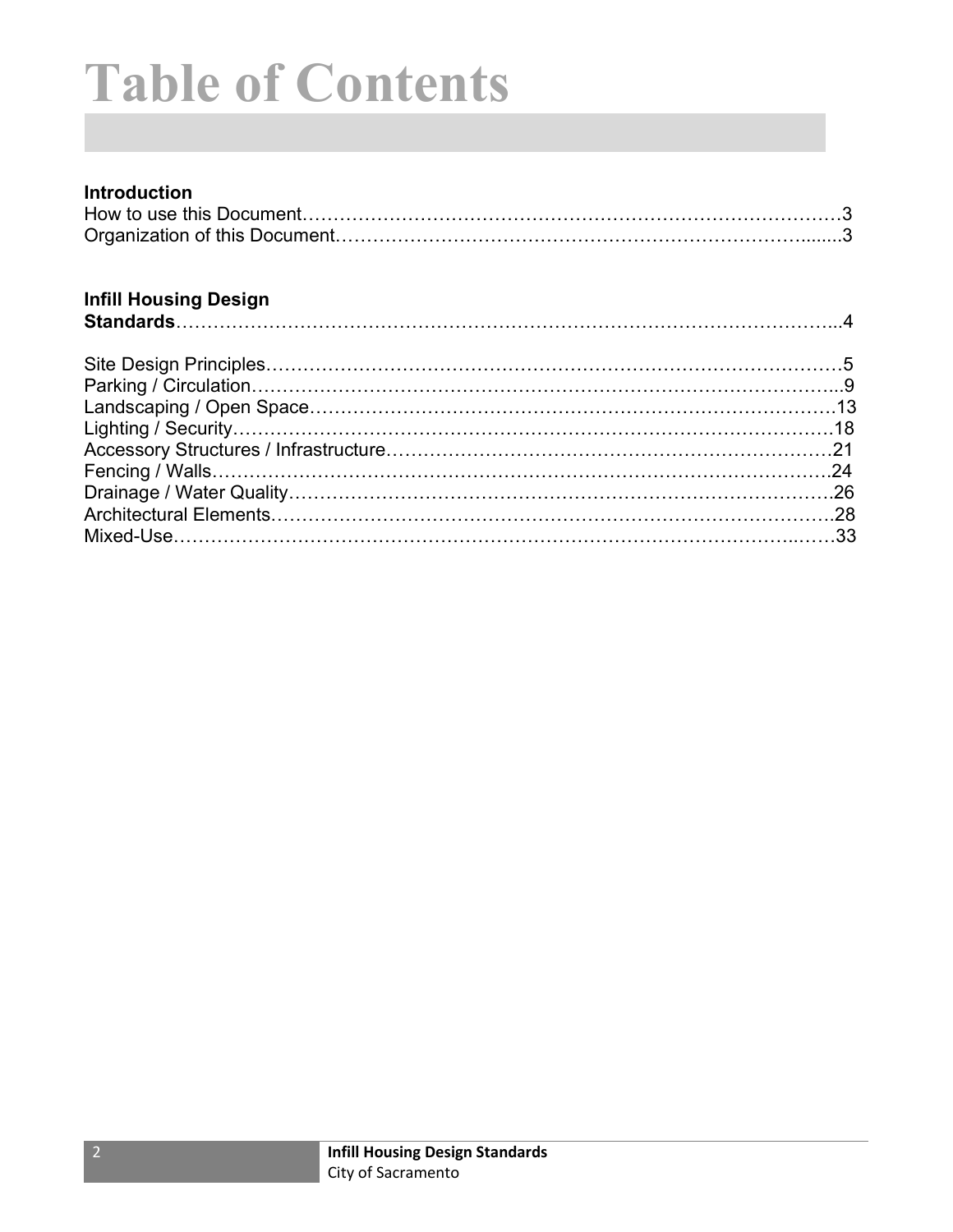# Table of Contents

**Introduction**

How to use this Document…………………………………………………………………………3
Organization of this Document…………………………………………………………………......3

**Infill Housing Design Standards**……………………………………………………………………...4

Site Design Principles……………………………………………………………………………5
Parking / Circulation……………………………………………………………………………..9
Landscaping / Open Space……………………………………………………………………13
Lighting / Security………………………………………………………………………………18
Accessory Structures / Infrastructure…………………………………………………………21
Fencing / Walls…………………………………………………………………………………24
Drainage / Water Quality………………………………………………………………………26
Architectural Elements…………………………………………………………………………28
Mixed-Use………………………………………………………………………………………33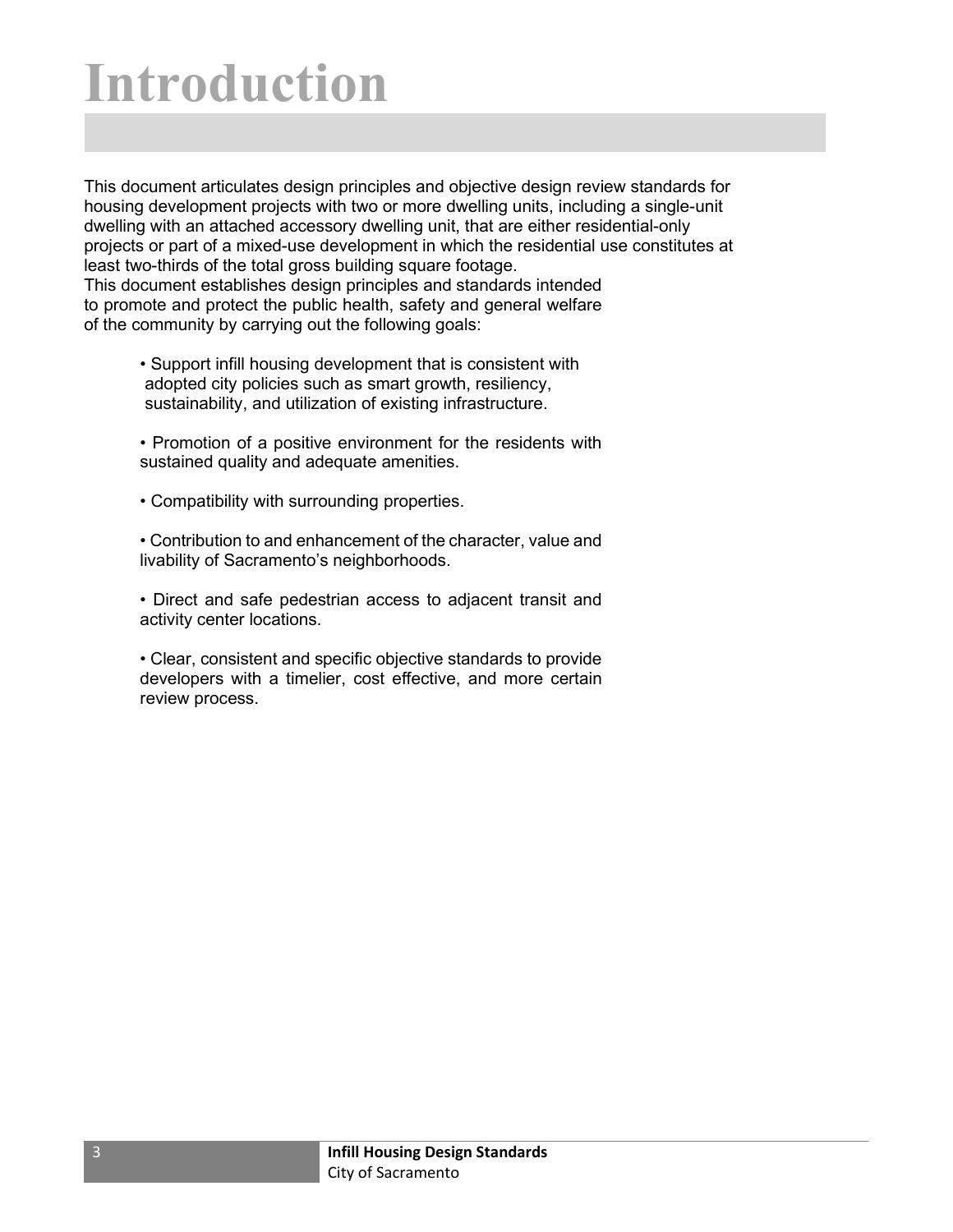# Introduction

This document articulates design principles and objective design review standards for housing development projects with two or more dwelling units, including a single-unit dwelling with an attached accessory dwelling unit, that are either residential-only projects or part of a mixed-use development in which the residential use constitutes at least two-thirds of the total gross building square footage.

This document establishes design principles and standards intended to promote and protect the public health, safety and general welfare of the community by carrying out the following goals:

- Support infill housing development that is consistent with adopted city policies such as smart growth, resiliency, sustainability, and utilization of existing infrastructure.
- Promotion of a positive environment for the residents with sustained quality and adequate amenities.
- Compatibility with surrounding properties.
- Contribution to and enhancement of the character, value and livability of Sacramento's neighborhoods.
- Direct and safe pedestrian access to adjacent transit and activity center locations.
- Clear, consistent and specific objective standards to provide developers with a timelier, cost effective, and more certain review process.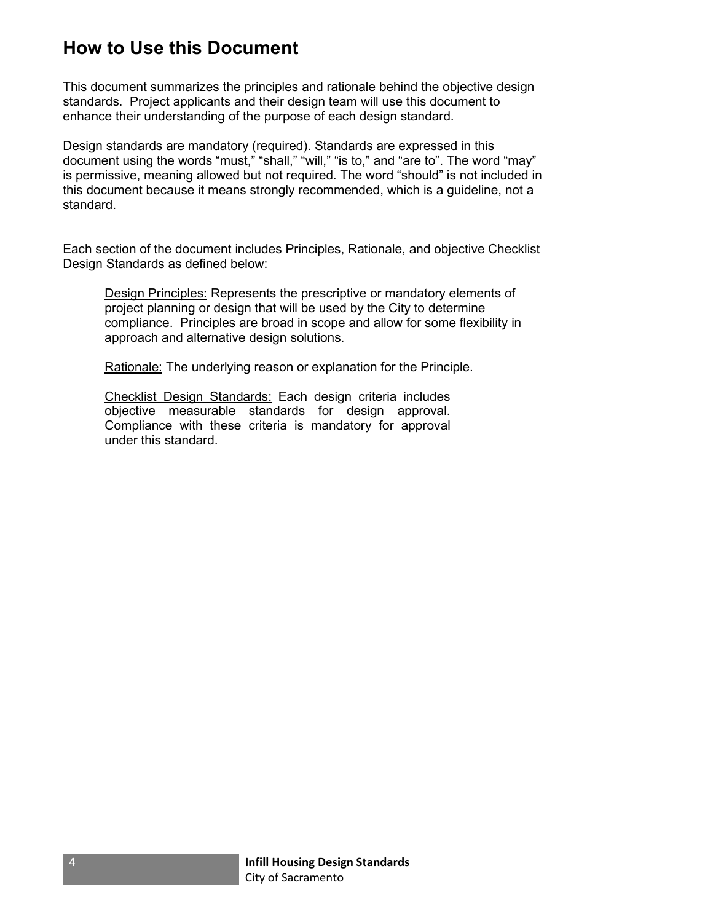## How to Use this Document

This document summarizes the principles and rationale behind the objective design standards. Project applicants and their design team will use this document to enhance their understanding of the purpose of each design standard.

Design standards are mandatory (required). Standards are expressed in this document using the words "must," "shall," "will," "is to," and "are to". The word "may" is permissive, meaning allowed but not required. The word "should" is not included in this document because it means strongly recommended, which is a guideline, not a standard.

Each section of the document includes Principles, Rationale, and objective Checklist Design Standards as defined below:

> Design Principles: Represents the prescriptive or mandatory elements of project planning or design that will be used by the City to determine compliance. Principles are broad in scope and allow for some flexibility in approach and alternative design solutions.
>
> Rationale: The underlying reason or explanation for the Principle.
>
> Checklist Design Standards: Each design criteria includes objective measurable standards for design approval. Compliance with these criteria is mandatory for approval under this standard.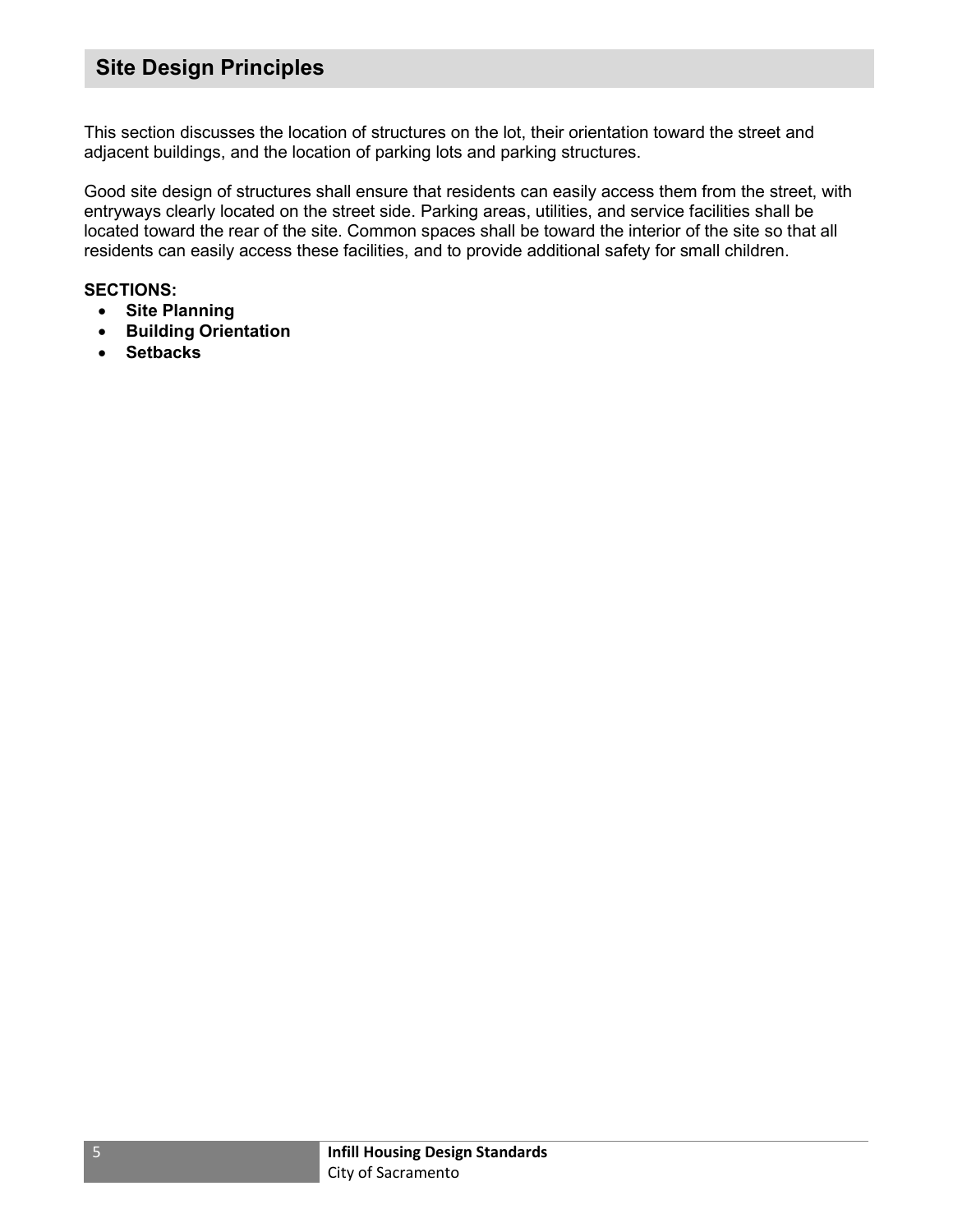## Site Design Principles

This section discusses the location of structures on the lot, their orientation toward the street and adjacent buildings, and the location of parking lots and parking structures.

Good site design of structures shall ensure that residents can easily access them from the street, with entryways clearly located on the street side. Parking areas, utilities, and service facilities shall be located toward the rear of the site. Common spaces shall be toward the interior of the site so that all residents can easily access these facilities, and to provide additional safety for small children.

**SECTIONS:**

- **Site Planning**
- **Building Orientation**
- **Setbacks**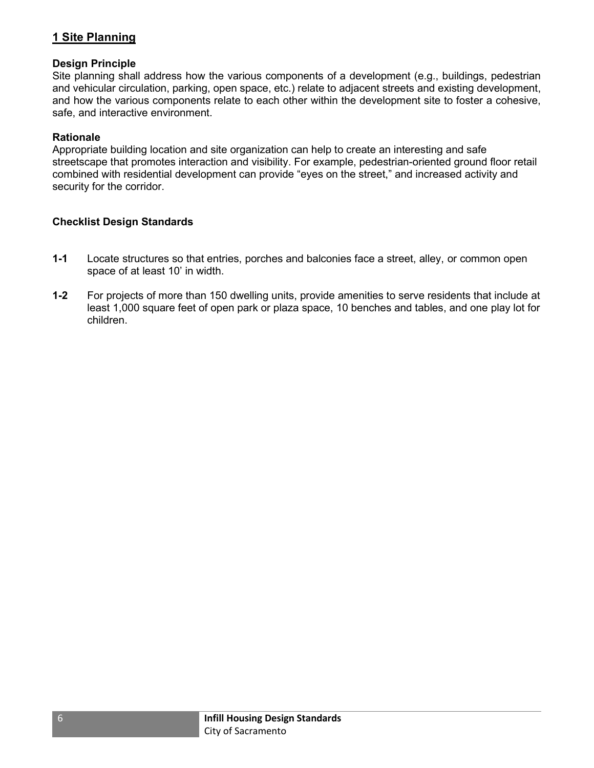## 1 Site Planning

### Design Principle

Site planning shall address how the various components of a development (e.g., buildings, pedestrian and vehicular circulation, parking, open space, etc.) relate to adjacent streets and existing development, and how the various components relate to each other within the development site to foster a cohesive, safe, and interactive environment.

### Rationale

Appropriate building location and site organization can help to create an interesting and safe streetscape that promotes interaction and visibility. For example, pedestrian-oriented ground floor retail combined with residential development can provide "eyes on the street," and increased activity and security for the corridor.

### Checklist Design Standards

**1-1** Locate structures so that entries, porches and balconies face a street, alley, or common open space of at least 10' in width.

**1-2** For projects of more than 150 dwelling units, provide amenities to serve residents that include at least 1,000 square feet of open park or plaza space, 10 benches and tables, and one play lot for children.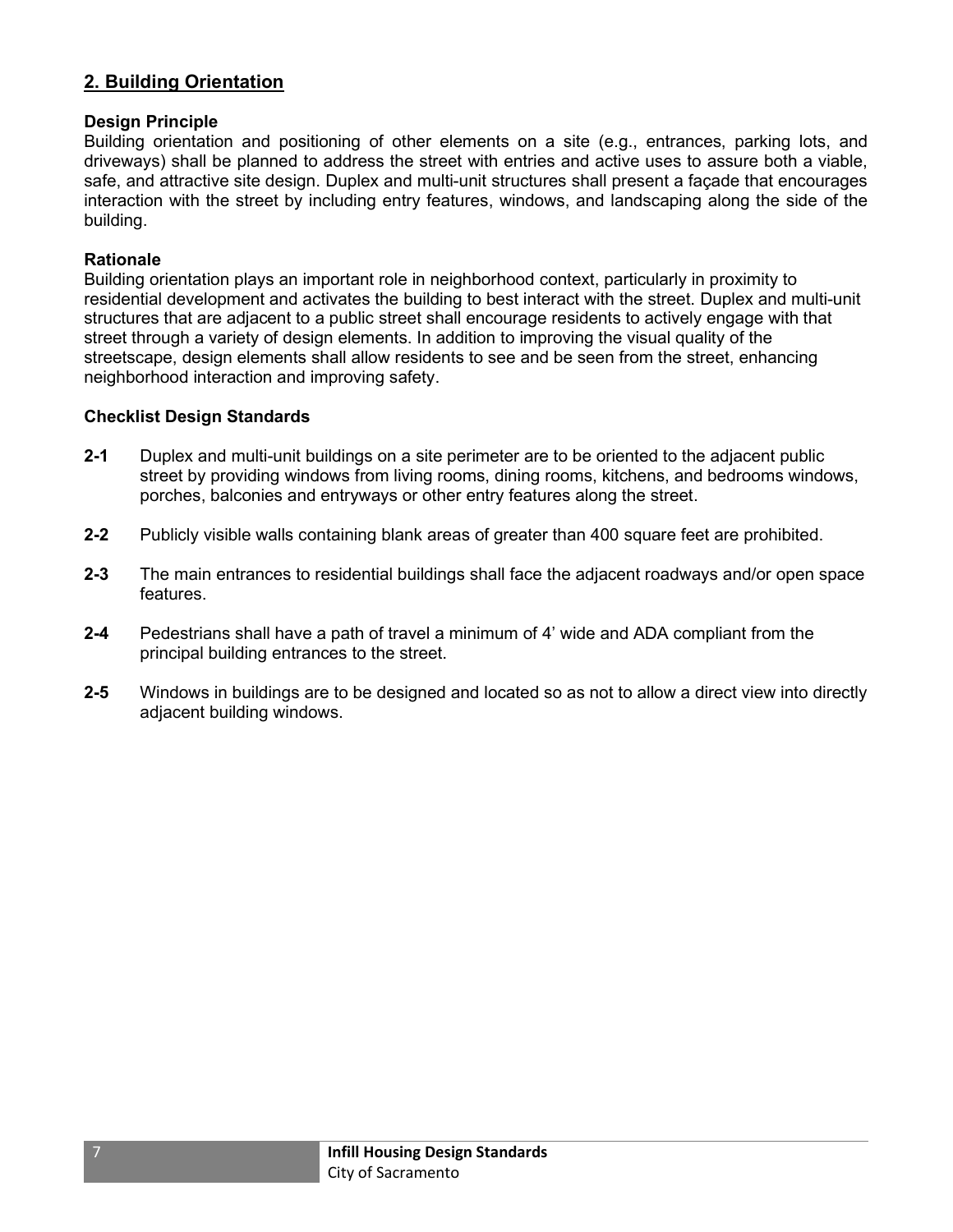## 2. Building Orientation

**Design Principle**
Building orientation and positioning of other elements on a site (e.g., entrances, parking lots, and driveways) shall be planned to address the street with entries and active uses to assure both a viable, safe, and attractive site design. Duplex and multi-unit structures shall present a façade that encourages interaction with the street by including entry features, windows, and landscaping along the side of the building.

**Rationale**
Building orientation plays an important role in neighborhood context, particularly in proximity to residential development and activates the building to best interact with the street. Duplex and multi-unit structures that are adjacent to a public street shall encourage residents to actively engage with that street through a variety of design elements. In addition to improving the visual quality of the streetscape, design elements shall allow residents to see and be seen from the street, enhancing neighborhood interaction and improving safety.

**Checklist Design Standards**

**2-1** Duplex and multi-unit buildings on a site perimeter are to be oriented to the adjacent public street by providing windows from living rooms, dining rooms, kitchens, and bedrooms windows, porches, balconies and entryways or other entry features along the street.

**2-2** Publicly visible walls containing blank areas of greater than 400 square feet are prohibited.

**2-3** The main entrances to residential buildings shall face the adjacent roadways and/or open space features.

**2-4** Pedestrians shall have a path of travel a minimum of 4' wide and ADA compliant from the principal building entrances to the street.

**2-5** Windows in buildings are to be designed and located so as not to allow a direct view into directly adjacent building windows.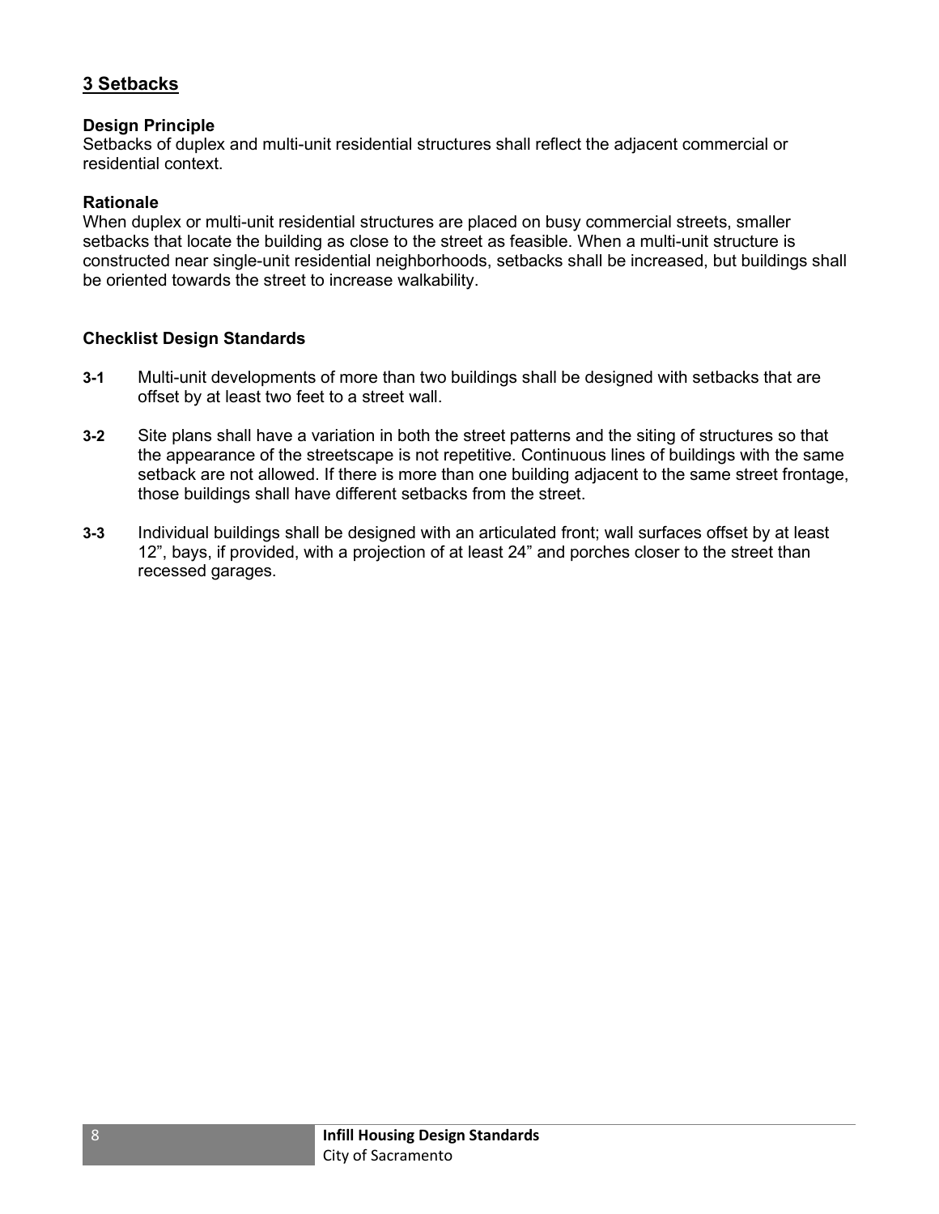## 3 Setbacks

**Design Principle**
Setbacks of duplex and multi-unit residential structures shall reflect the adjacent commercial or residential context.

**Rationale**
When duplex or multi-unit residential structures are placed on busy commercial streets, smaller setbacks that locate the building as close to the street as feasible. When a multi-unit structure is constructed near single-unit residential neighborhoods, setbacks shall be increased, but buildings shall be oriented towards the street to increase walkability.

**Checklist Design Standards**

- **3-1** Multi-unit developments of more than two buildings shall be designed with setbacks that are offset by at least two feet to a street wall.
- **3-2** Site plans shall have a variation in both the street patterns and the siting of structures so that the appearance of the streetscape is not repetitive. Continuous lines of buildings with the same setback are not allowed. If there is more than one building adjacent to the same street frontage, those buildings shall have different setbacks from the street.
- **3-3** Individual buildings shall be designed with an articulated front; wall surfaces offset by at least 12", bays, if provided, with a projection of at least 24" and porches closer to the street than recessed garages.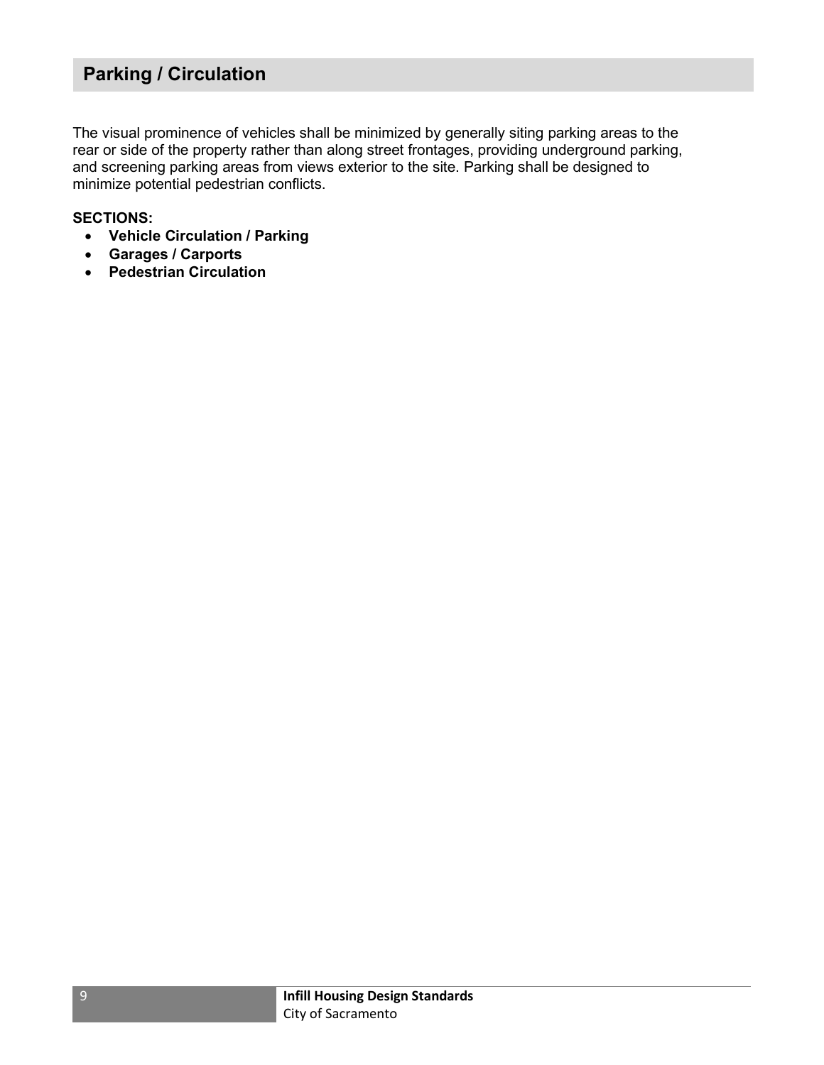## Parking / Circulation

The visual prominence of vehicles shall be minimized by generally siting parking areas to the rear or side of the property rather than along street frontages, providing underground parking, and screening parking areas from views exterior to the site. Parking shall be designed to minimize potential pedestrian conflicts.

**SECTIONS:**

- **Vehicle Circulation / Parking**
- **Garages / Carports**
- **Pedestrian Circulation**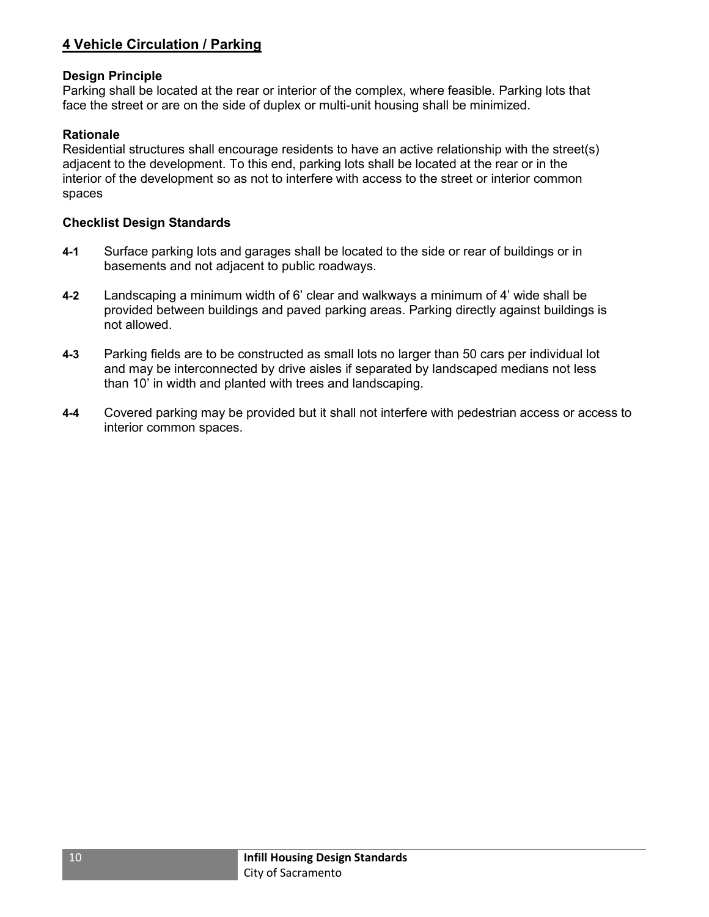## 4 Vehicle Circulation / Parking

### Design Principle

Parking shall be located at the rear or interior of the complex, where feasible. Parking lots that face the street or are on the side of duplex or multi-unit housing shall be minimized.

### Rationale

Residential structures shall encourage residents to have an active relationship with the street(s) adjacent to the development. To this end, parking lots shall be located at the rear or in the interior of the development so as not to interfere with access to the street or interior common spaces

### Checklist Design Standards

**4-1** Surface parking lots and garages shall be located to the side or rear of buildings or in basements and not adjacent to public roadways.

**4-2** Landscaping a minimum width of 6' clear and walkways a minimum of 4' wide shall be provided between buildings and paved parking areas. Parking directly against buildings is not allowed.

**4-3** Parking fields are to be constructed as small lots no larger than 50 cars per individual lot and may be interconnected by drive aisles if separated by landscaped medians not less than 10' in width and planted with trees and landscaping.

**4-4** Covered parking may be provided but it shall not interfere with pedestrian access or access to interior common spaces.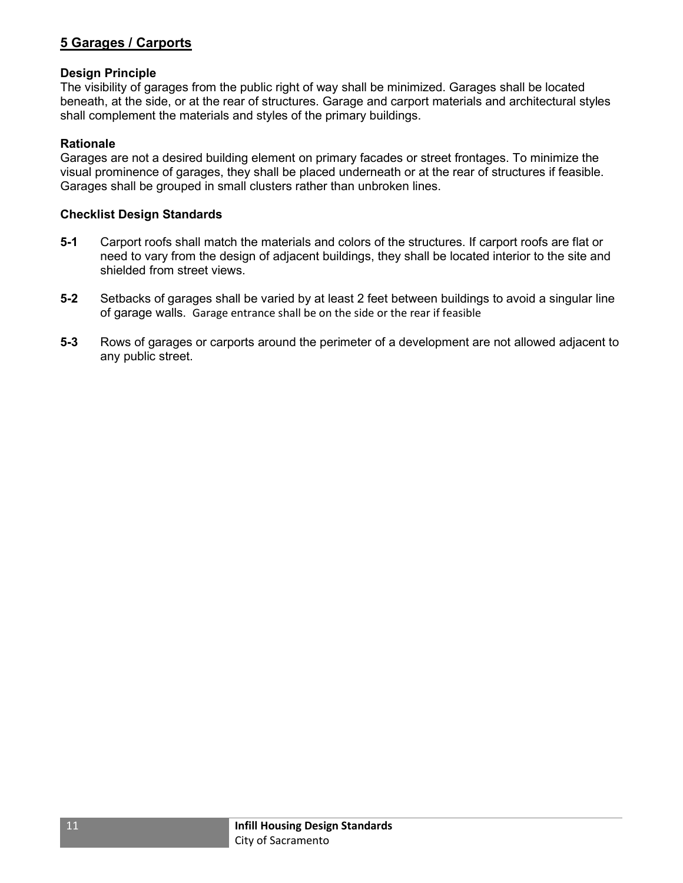## 5 Garages / Carports

### Design Principle

The visibility of garages from the public right of way shall be minimized. Garages shall be located beneath, at the side, or at the rear of structures. Garage and carport materials and architectural styles shall complement the materials and styles of the primary buildings.

### Rationale

Garages are not a desired building element on primary facades or street frontages. To minimize the visual prominence of garages, they shall be placed underneath or at the rear of structures if feasible. Garages shall be grouped in small clusters rather than unbroken lines.

### Checklist Design Standards

**5-1** Carport roofs shall match the materials and colors of the structures. If carport roofs are flat or need to vary from the design of adjacent buildings, they shall be located interior to the site and shielded from street views.

**5-2** Setbacks of garages shall be varied by at least 2 feet between buildings to avoid a singular line of garage walls. Garage entrance shall be on the side or the rear if feasible

**5-3** Rows of garages or carports around the perimeter of a development are not allowed adjacent to any public street.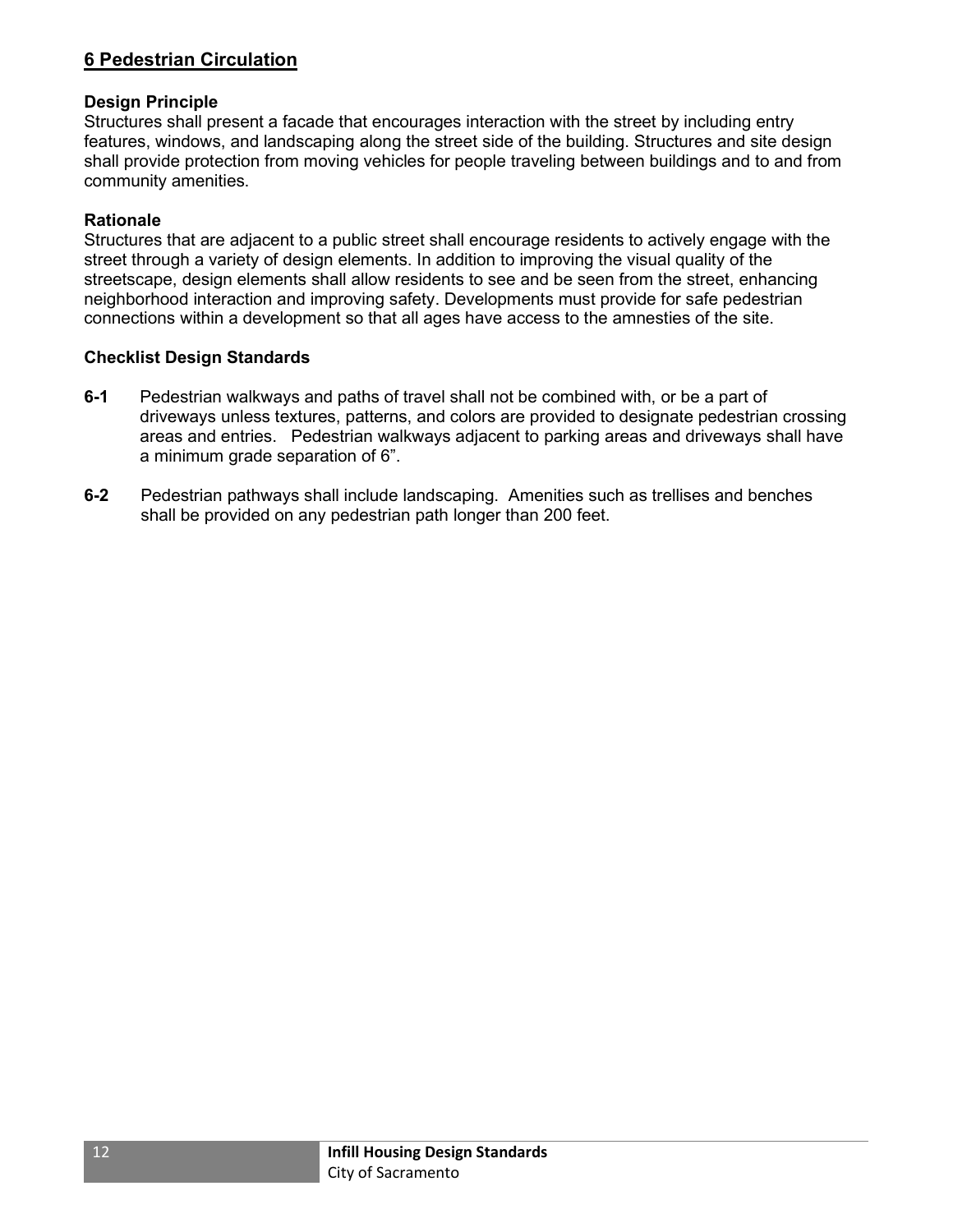## 6 Pedestrian Circulation

**Design Principle**

Structures shall present a facade that encourages interaction with the street by including entry features, windows, and landscaping along the street side of the building. Structures and site design shall provide protection from moving vehicles for people traveling between buildings and to and from community amenities.

**Rationale**

Structures that are adjacent to a public street shall encourage residents to actively engage with the street through a variety of design elements. In addition to improving the visual quality of the streetscape, design elements shall allow residents to see and be seen from the street, enhancing neighborhood interaction and improving safety. Developments must provide for safe pedestrian connections within a development so that all ages have access to the amnesties of the site.

**Checklist Design Standards**

**6-1** Pedestrian walkways and paths of travel shall not be combined with, or be a part of driveways unless textures, patterns, and colors are provided to designate pedestrian crossing areas and entries. Pedestrian walkways adjacent to parking areas and driveways shall have a minimum grade separation of 6”.

**6-2** Pedestrian pathways shall include landscaping. Amenities such as trellises and benches shall be provided on any pedestrian path longer than 200 feet.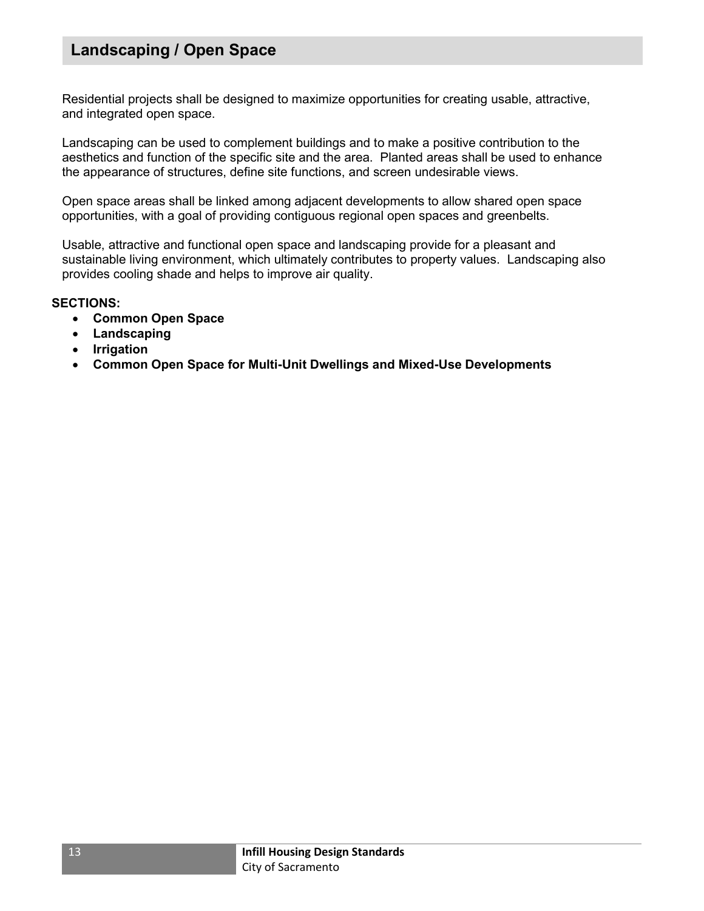## Landscaping / Open Space

Residential projects shall be designed to maximize opportunities for creating usable, attractive, and integrated open space.

Landscaping can be used to complement buildings and to make a positive contribution to the aesthetics and function of the specific site and the area. Planted areas shall be used to enhance the appearance of structures, define site functions, and screen undesirable views.

Open space areas shall be linked among adjacent developments to allow shared open space opportunities, with a goal of providing contiguous regional open spaces and greenbelts.

Usable, attractive and functional open space and landscaping provide for a pleasant and sustainable living environment, which ultimately contributes to property values. Landscaping also provides cooling shade and helps to improve air quality.

**SECTIONS:**

- **Common Open Space**
- **Landscaping**
- **Irrigation**
- **Common Open Space for Multi-Unit Dwellings and Mixed-Use Developments**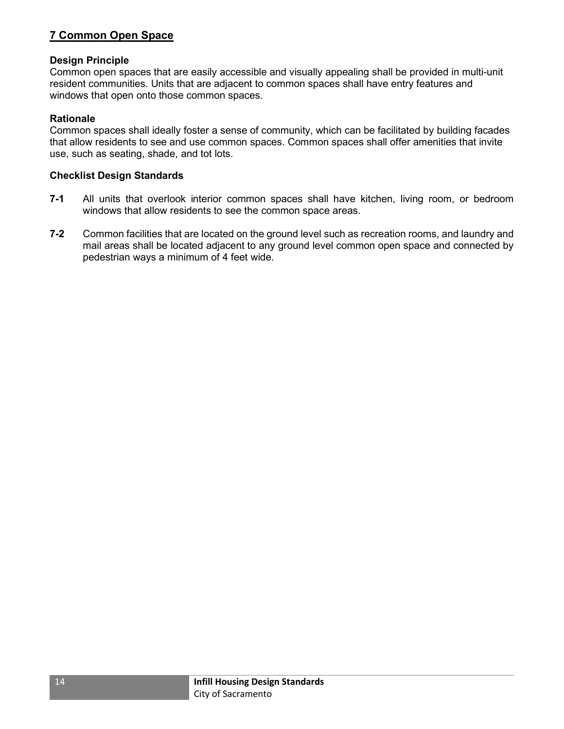## 7 Common Open Space

### Design Principle

Common open spaces that are easily accessible and visually appealing shall be provided in multi-unit resident communities. Units that are adjacent to common spaces shall have entry features and windows that open onto those common spaces.

### Rationale

Common spaces shall ideally foster a sense of community, which can be facilitated by building facades that allow residents to see and use common spaces. Common spaces shall offer amenities that invite use, such as seating, shade, and tot lots.

### Checklist Design Standards

**7-1** All units that overlook interior common spaces shall have kitchen, living room, or bedroom windows that allow residents to see the common space areas.

**7-2** Common facilities that are located on the ground level such as recreation rooms, and laundry and mail areas shall be located adjacent to any ground level common open space and connected by pedestrian ways a minimum of 4 feet wide.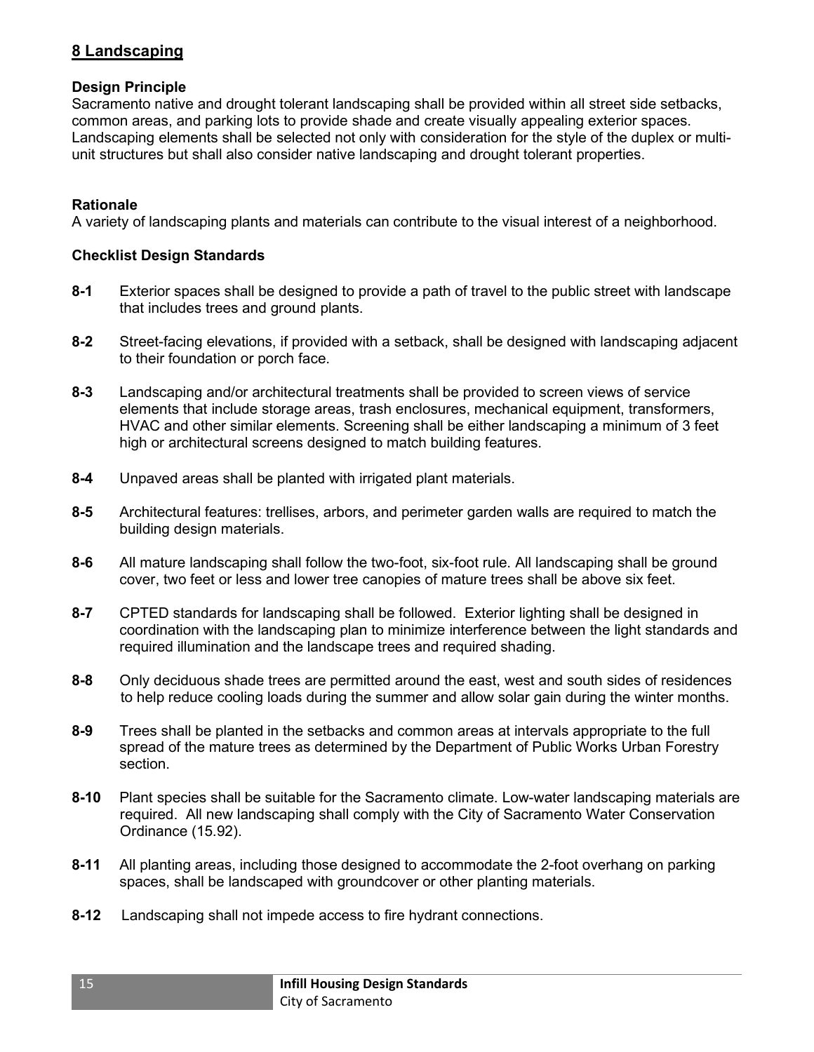## 8 Landscaping

### Design Principle

Sacramento native and drought tolerant landscaping shall be provided within all street side setbacks, common areas, and parking lots to provide shade and create visually appealing exterior spaces. Landscaping elements shall be selected not only with consideration for the style of the duplex or multi-unit structures but shall also consider native landscaping and drought tolerant properties.

### Rationale

A variety of landscaping plants and materials can contribute to the visual interest of a neighborhood.

### Checklist Design Standards

**8-1** Exterior spaces shall be designed to provide a path of travel to the public street with landscape that includes trees and ground plants.

**8-2** Street-facing elevations, if provided with a setback, shall be designed with landscaping adjacent to their foundation or porch face.

**8-3** Landscaping and/or architectural treatments shall be provided to screen views of service elements that include storage areas, trash enclosures, mechanical equipment, transformers, HVAC and other similar elements. Screening shall be either landscaping a minimum of 3 feet high or architectural screens designed to match building features.

**8-4** Unpaved areas shall be planted with irrigated plant materials.

**8-5** Architectural features: trellises, arbors, and perimeter garden walls are required to match the building design materials.

**8-6** All mature landscaping shall follow the two-foot, six-foot rule. All landscaping shall be ground cover, two feet or less and lower tree canopies of mature trees shall be above six feet.

**8-7** CPTED standards for landscaping shall be followed. Exterior lighting shall be designed in coordination with the landscaping plan to minimize interference between the light standards and required illumination and the landscape trees and required shading.

**8-8** Only deciduous shade trees are permitted around the east, west and south sides of residences to help reduce cooling loads during the summer and allow solar gain during the winter months.

**8-9** Trees shall be planted in the setbacks and common areas at intervals appropriate to the full spread of the mature trees as determined by the Department of Public Works Urban Forestry section.

**8-10** Plant species shall be suitable for the Sacramento climate. Low-water landscaping materials are required. All new landscaping shall comply with the City of Sacramento Water Conservation Ordinance (15.92).

**8-11** All planting areas, including those designed to accommodate the 2-foot overhang on parking spaces, shall be landscaped with groundcover or other planting materials.

**8-12** Landscaping shall not impede access to fire hydrant connections.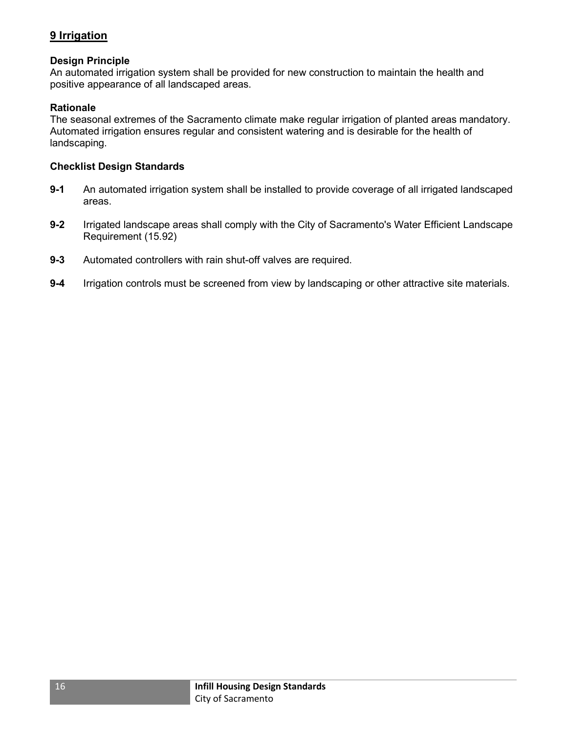## 9 Irrigation

### Design Principle

An automated irrigation system shall be provided for new construction to maintain the health and positive appearance of all landscaped areas.

### Rationale

The seasonal extremes of the Sacramento climate make regular irrigation of planted areas mandatory. Automated irrigation ensures regular and consistent watering and is desirable for the health of landscaping.

### Checklist Design Standards

**9-1** An automated irrigation system shall be installed to provide coverage of all irrigated landscaped areas.

**9-2** Irrigated landscape areas shall comply with the City of Sacramento's Water Efficient Landscape Requirement (15.92)

**9-3** Automated controllers with rain shut-off valves are required.

**9-4** Irrigation controls must be screened from view by landscaping or other attractive site materials.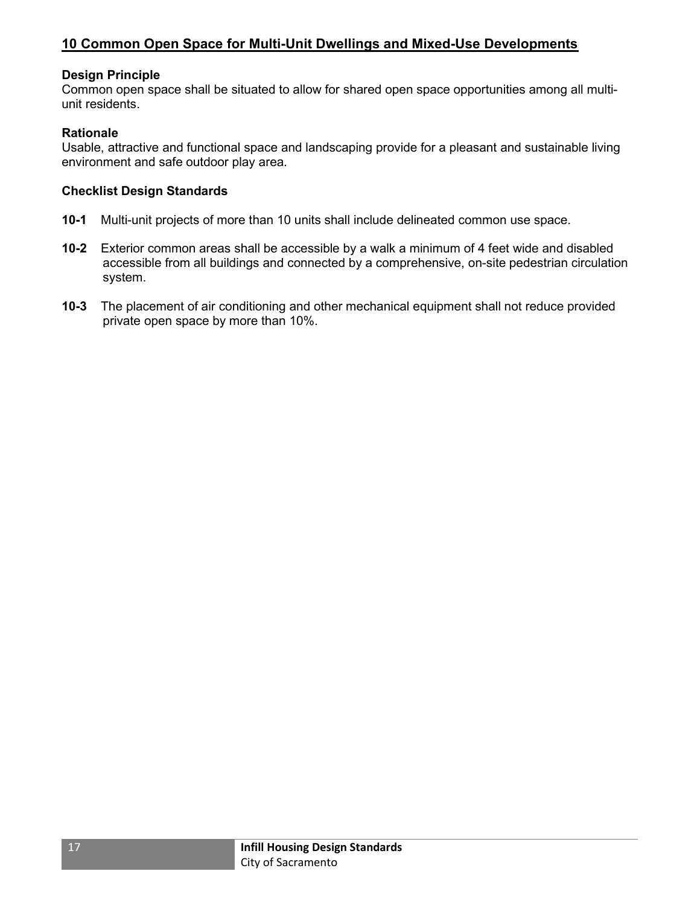## 10 Common Open Space for Multi-Unit Dwellings and Mixed-Use Developments

**Design Principle**
Common open space shall be situated to allow for shared open space opportunities among all multi-unit residents.

**Rationale**
Usable, attractive and functional space and landscaping provide for a pleasant and sustainable living environment and safe outdoor play area.

**Checklist Design Standards**

**10-1** Multi-unit projects of more than 10 units shall include delineated common use space.

**10-2** Exterior common areas shall be accessible by a walk a minimum of 4 feet wide and disabled accessible from all buildings and connected by a comprehensive, on-site pedestrian circulation system.

**10-3** The placement of air conditioning and other mechanical equipment shall not reduce provided private open space by more than 10%.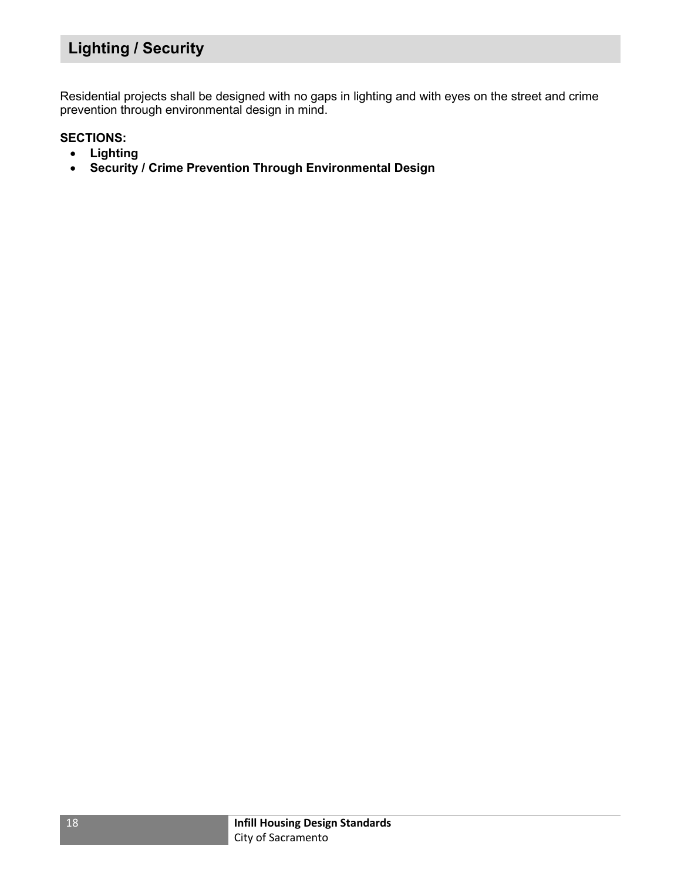# Lighting / Security

Residential projects shall be designed with no gaps in lighting and with eyes on the street and crime prevention through environmental design in mind.

**SECTIONS:**

- **Lighting**
- **Security / Crime Prevention Through Environmental Design**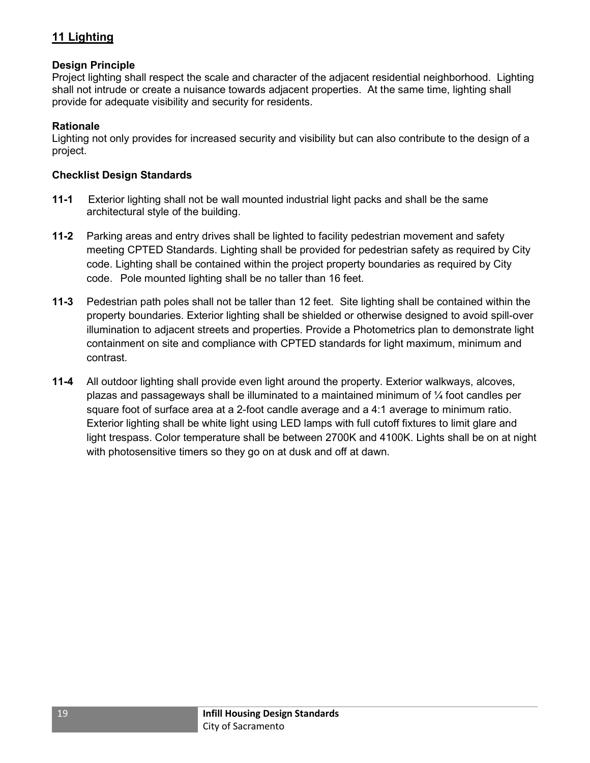## 11 Lighting

**Design Principle**
Project lighting shall respect the scale and character of the adjacent residential neighborhood. Lighting shall not intrude or create a nuisance towards adjacent properties. At the same time, lighting shall provide for adequate visibility and security for residents.

**Rationale**
Lighting not only provides for increased security and visibility but can also contribute to the design of a project.

**Checklist Design Standards**

**11-1** Exterior lighting shall not be wall mounted industrial light packs and shall be the same architectural style of the building.

**11-2** Parking areas and entry drives shall be lighted to facility pedestrian movement and safety meeting CPTED Standards. Lighting shall be provided for pedestrian safety as required by City code. Lighting shall be contained within the project property boundaries as required by City code. Pole mounted lighting shall be no taller than 16 feet.

**11-3** Pedestrian path poles shall not be taller than 12 feet. Site lighting shall be contained within the property boundaries. Exterior lighting shall be shielded or otherwise designed to avoid spill-over illumination to adjacent streets and properties. Provide a Photometrics plan to demonstrate light containment on site and compliance with CPTED standards for light maximum, minimum and contrast.

**11-4** All outdoor lighting shall provide even light around the property. Exterior walkways, alcoves, plazas and passageways shall be illuminated to a maintained minimum of ¼ foot candles per square foot of surface area at a 2-foot candle average and a 4:1 average to minimum ratio. Exterior lighting shall be white light using LED lamps with full cutoff fixtures to limit glare and light trespass. Color temperature shall be between 2700K and 4100K. Lights shall be on at night with photosensitive timers so they go on at dusk and off at dawn.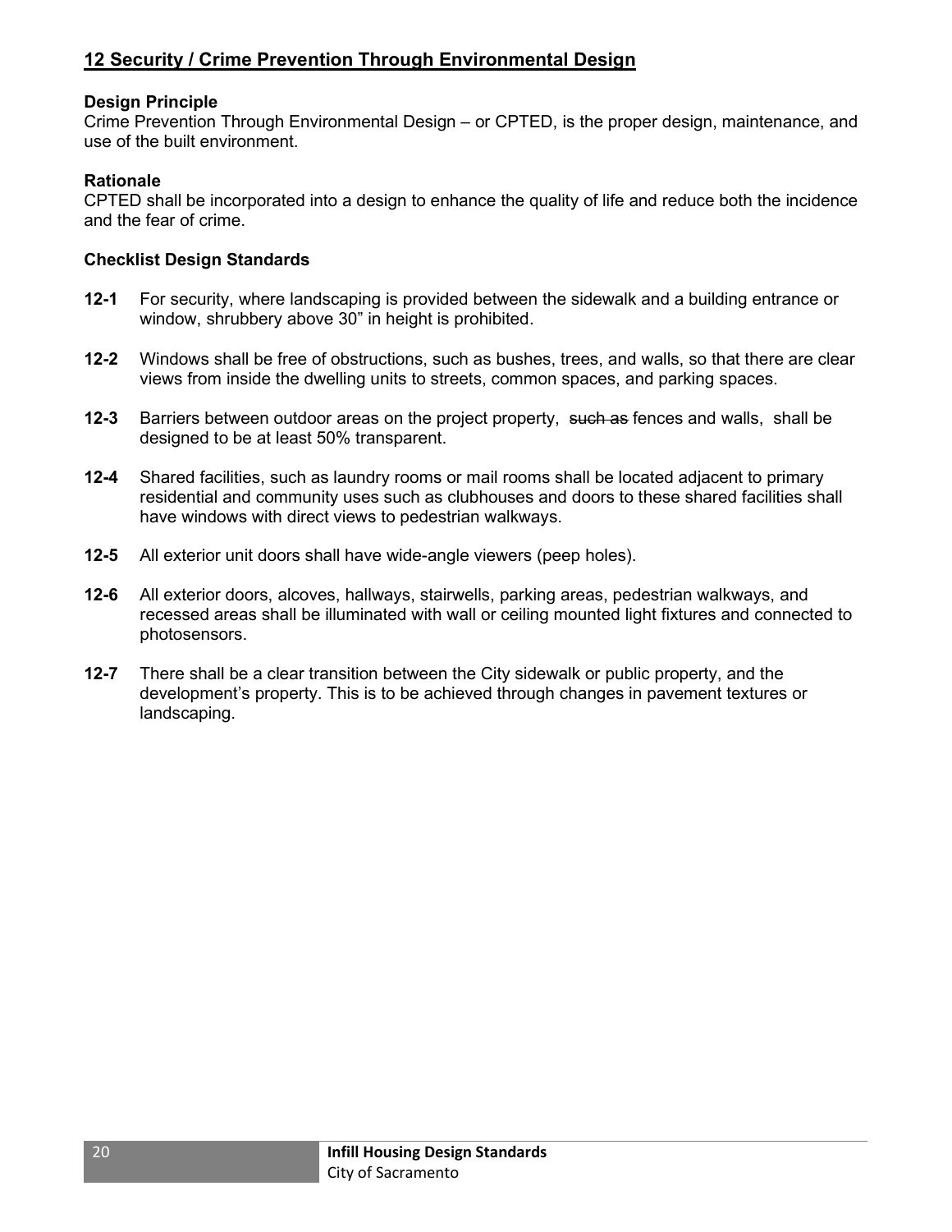## 12 Security / Crime Prevention Through Environmental Design

**Design Principle**
Crime Prevention Through Environmental Design – or CPTED, is the proper design, maintenance, and use of the built environment.

**Rationale**
CPTED shall be incorporated into a design to enhance the quality of life and reduce both the incidence and the fear of crime.

**Checklist Design Standards**

**12-1** For security, where landscaping is provided between the sidewalk and a building entrance or window, shrubbery above 30" in height is prohibited.

**12-2** Windows shall be free of obstructions, such as bushes, trees, and walls, so that there are clear views from inside the dwelling units to streets, common spaces, and parking spaces.

**12-3** Barriers between outdoor areas on the project property, ~~such as~~ fences and walls, shall be designed to be at least 50% transparent.

**12-4** Shared facilities, such as laundry rooms or mail rooms shall be located adjacent to primary residential and community uses such as clubhouses and doors to these shared facilities shall have windows with direct views to pedestrian walkways.

**12-5** All exterior unit doors shall have wide-angle viewers (peep holes).

**12-6** All exterior doors, alcoves, hallways, stairwells, parking areas, pedestrian walkways, and recessed areas shall be illuminated with wall or ceiling mounted light fixtures and connected to photosensors.

**12-7** There shall be a clear transition between the City sidewalk or public property, and the development's property. This is to be achieved through changes in pavement textures or landscaping.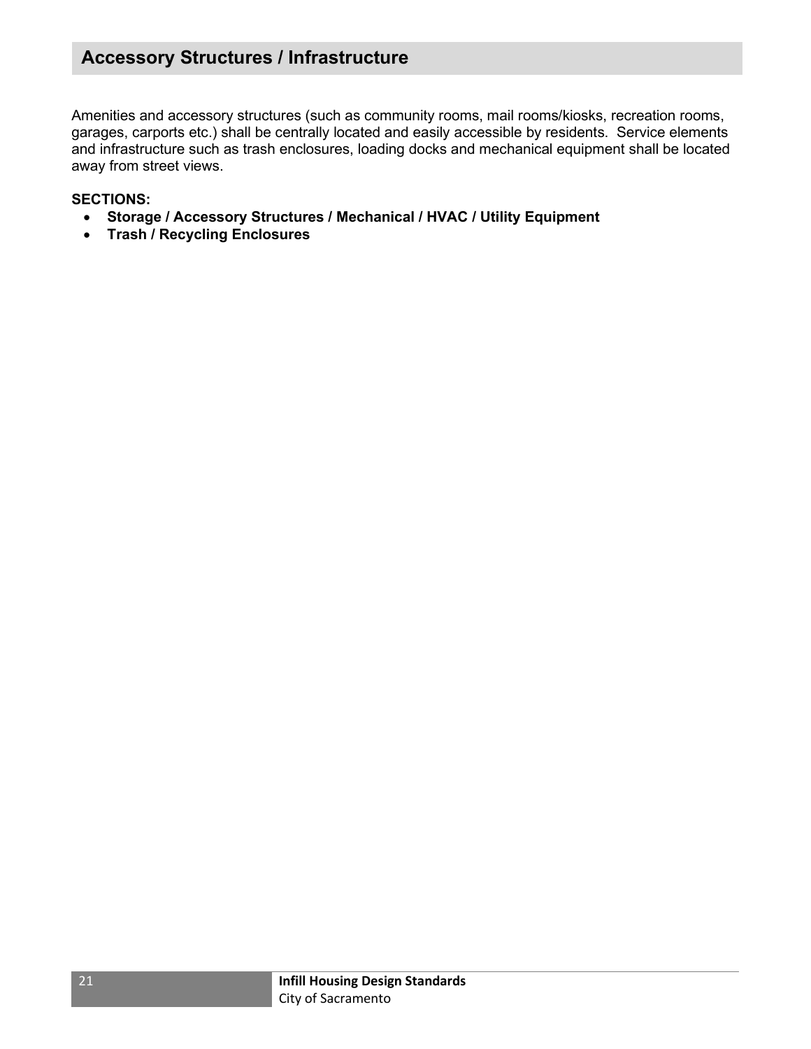## Accessory Structures / Infrastructure

Amenities and accessory structures (such as community rooms, mail rooms/kiosks, recreation rooms, garages, carports etc.) shall be centrally located and easily accessible by residents. Service elements and infrastructure such as trash enclosures, loading docks and mechanical equipment shall be located away from street views.

**SECTIONS:**

- **Storage / Accessory Structures / Mechanical / HVAC / Utility Equipment**
- **Trash / Recycling Enclosures**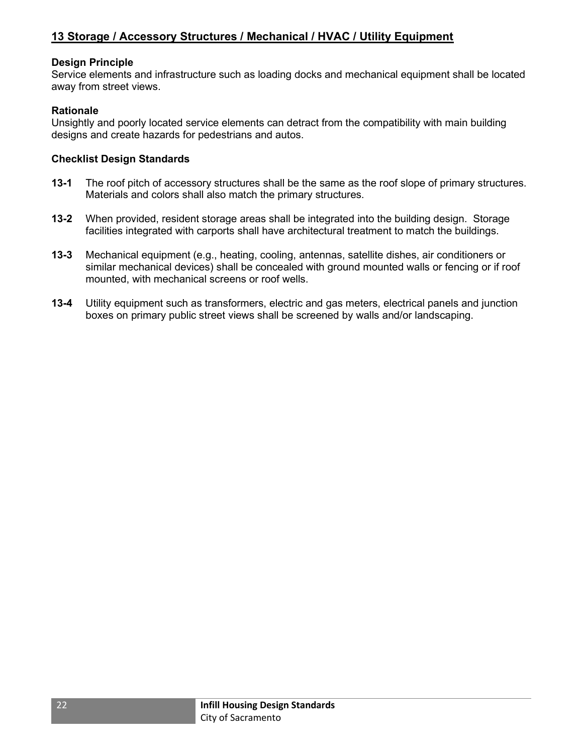## 13 Storage / Accessory Structures / Mechanical / HVAC / Utility Equipment

**Design Principle**

Service elements and infrastructure such as loading docks and mechanical equipment shall be located away from street views.

**Rationale**

Unsightly and poorly located service elements can detract from the compatibility with main building designs and create hazards for pedestrians and autos.

**Checklist Design Standards**

**13-1** The roof pitch of accessory structures shall be the same as the roof slope of primary structures. Materials and colors shall also match the primary structures.

**13-2** When provided, resident storage areas shall be integrated into the building design. Storage facilities integrated with carports shall have architectural treatment to match the buildings.

**13-3** Mechanical equipment (e.g., heating, cooling, antennas, satellite dishes, air conditioners or similar mechanical devices) shall be concealed with ground mounted walls or fencing or if roof mounted, with mechanical screens or roof wells.

**13-4** Utility equipment such as transformers, electric and gas meters, electrical panels and junction boxes on primary public street views shall be screened by walls and/or landscaping.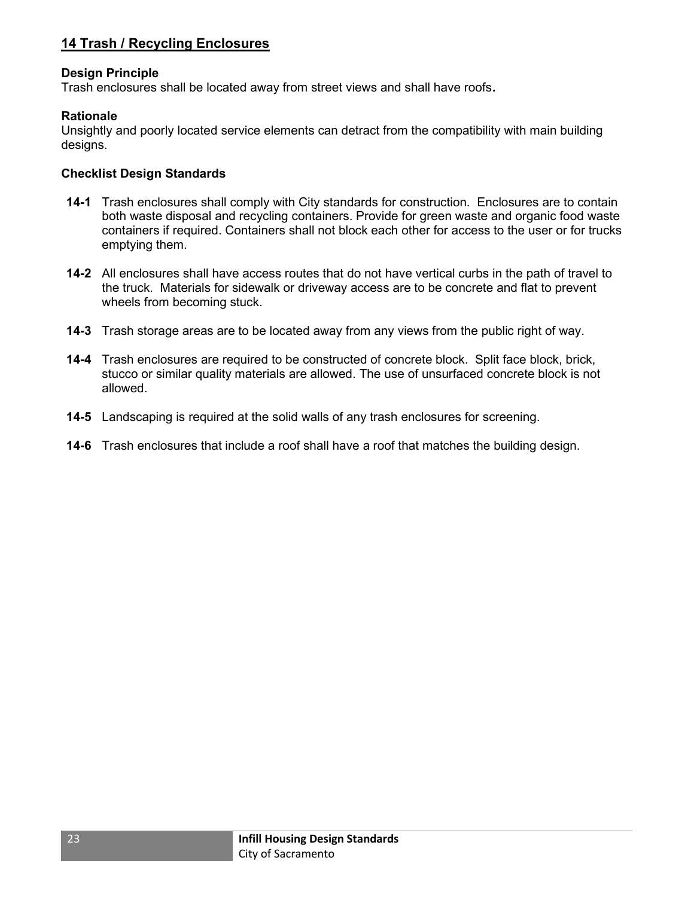## 14 Trash / Recycling Enclosures

**Design Principle**
Trash enclosures shall be located away from street views and shall have roofs**.**

**Rationale**
Unsightly and poorly located service elements can detract from the compatibility with main building designs.

**Checklist Design Standards**

**14-1** Trash enclosures shall comply with City standards for construction. Enclosures are to contain both waste disposal and recycling containers. Provide for green waste and organic food waste containers if required. Containers shall not block each other for access to the user or for trucks emptying them.

**14-2** All enclosures shall have access routes that do not have vertical curbs in the path of travel to the truck. Materials for sidewalk or driveway access are to be concrete and flat to prevent wheels from becoming stuck.

**14-3** Trash storage areas are to be located away from any views from the public right of way.

**14-4** Trash enclosures are required to be constructed of concrete block. Split face block, brick, stucco or similar quality materials are allowed. The use of unsurfaced concrete block is not allowed.

**14-5** Landscaping is required at the solid walls of any trash enclosures for screening.

**14-6** Trash enclosures that include a roof shall have a roof that matches the building design.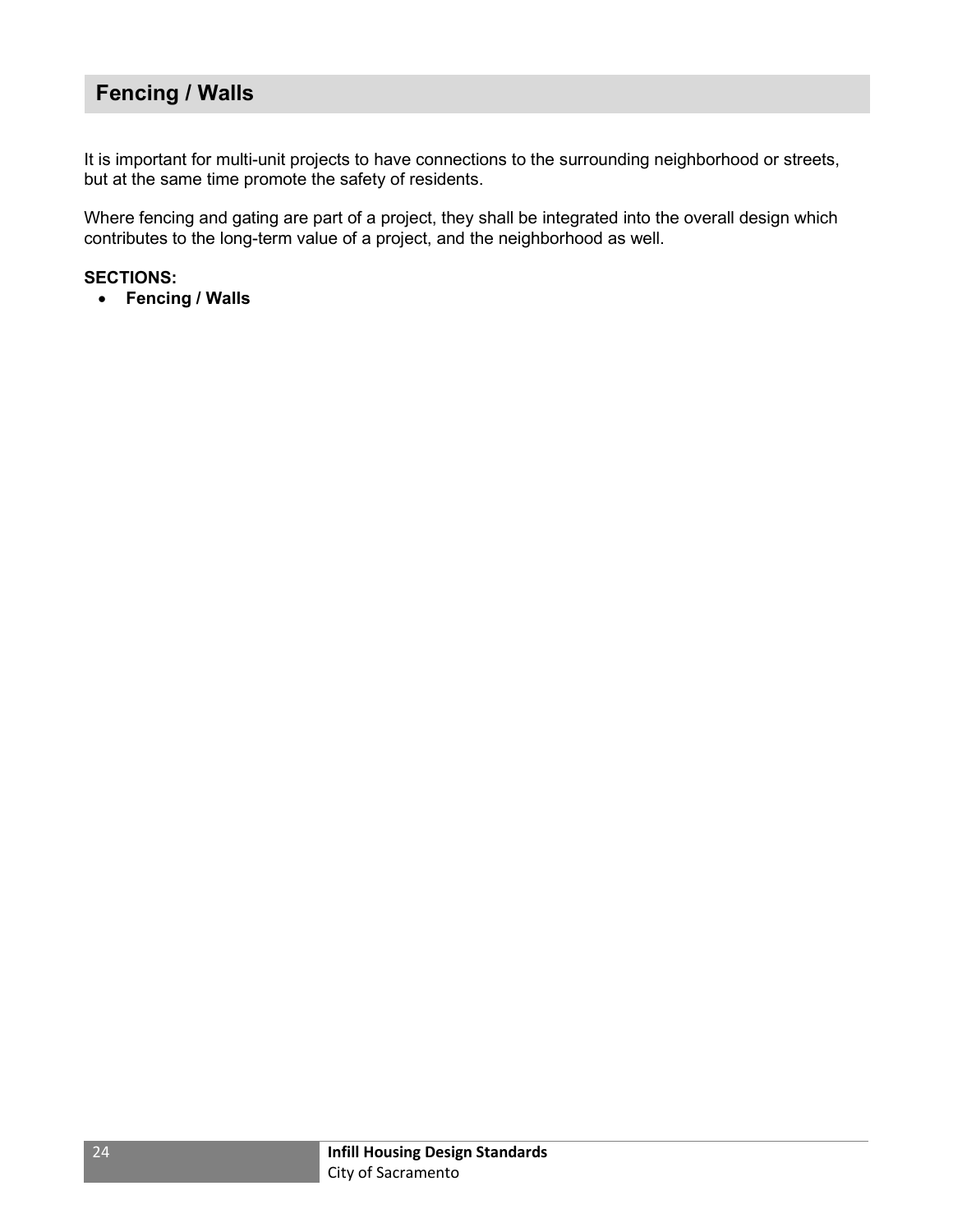## Fencing / Walls

It is important for multi-unit projects to have connections to the surrounding neighborhood or streets, but at the same time promote the safety of residents.

Where fencing and gating are part of a project, they shall be integrated into the overall design which contributes to the long-term value of a project, and the neighborhood as well.

**SECTIONS:**

- **Fencing / Walls**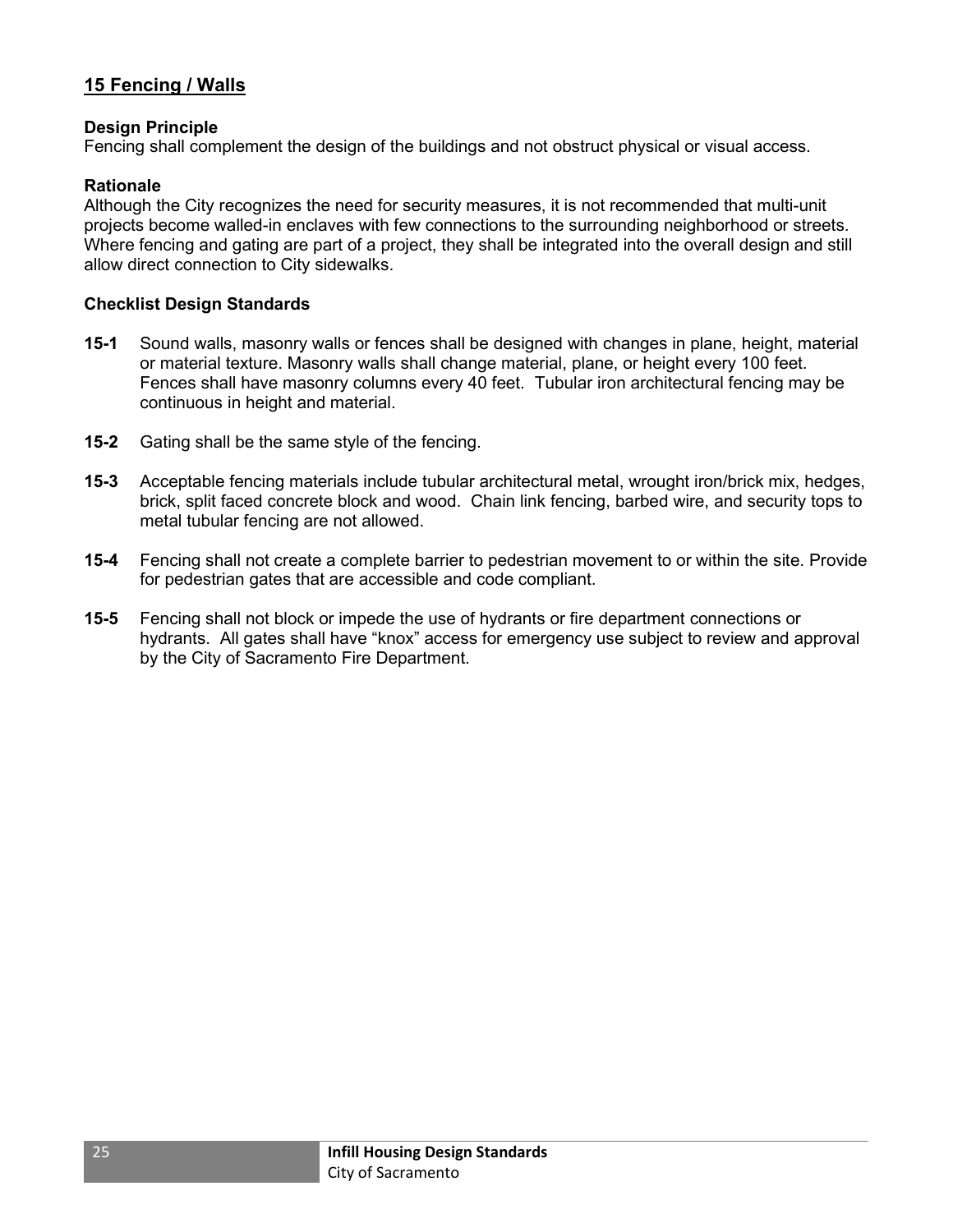## 15 Fencing / Walls

**Design Principle**
Fencing shall complement the design of the buildings and not obstruct physical or visual access.

**Rationale**
Although the City recognizes the need for security measures, it is not recommended that multi-unit projects become walled-in enclaves with few connections to the surrounding neighborhood or streets. Where fencing and gating are part of a project, they shall be integrated into the overall design and still allow direct connection to City sidewalks.

**Checklist Design Standards**

**15-1** Sound walls, masonry walls or fences shall be designed with changes in plane, height, material or material texture. Masonry walls shall change material, plane, or height every 100 feet. Fences shall have masonry columns every 40 feet. Tubular iron architectural fencing may be continuous in height and material.

**15-2** Gating shall be the same style of the fencing.

**15-3** Acceptable fencing materials include tubular architectural metal, wrought iron/brick mix, hedges, brick, split faced concrete block and wood. Chain link fencing, barbed wire, and security tops to metal tubular fencing are not allowed.

**15-4** Fencing shall not create a complete barrier to pedestrian movement to or within the site. Provide for pedestrian gates that are accessible and code compliant.

**15-5** Fencing shall not block or impede the use of hydrants or fire department connections or hydrants. All gates shall have "knox" access for emergency use subject to review and approval by the City of Sacramento Fire Department.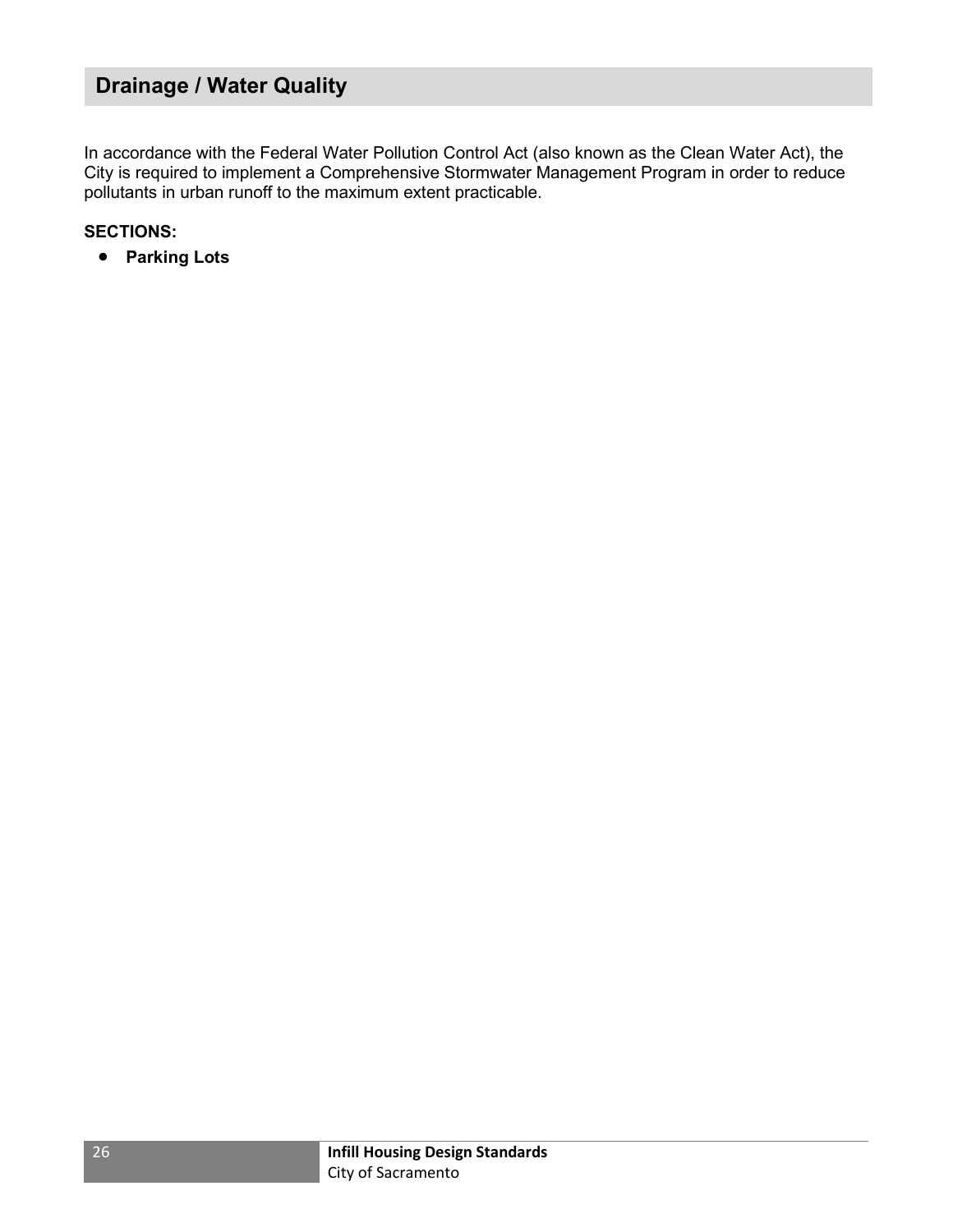## Drainage / Water Quality

In accordance with the Federal Water Pollution Control Act (also known as the Clean Water Act), the City is required to implement a Comprehensive Stormwater Management Program in order to reduce pollutants in urban runoff to the maximum extent practicable.

**SECTIONS:**

- **Parking Lots**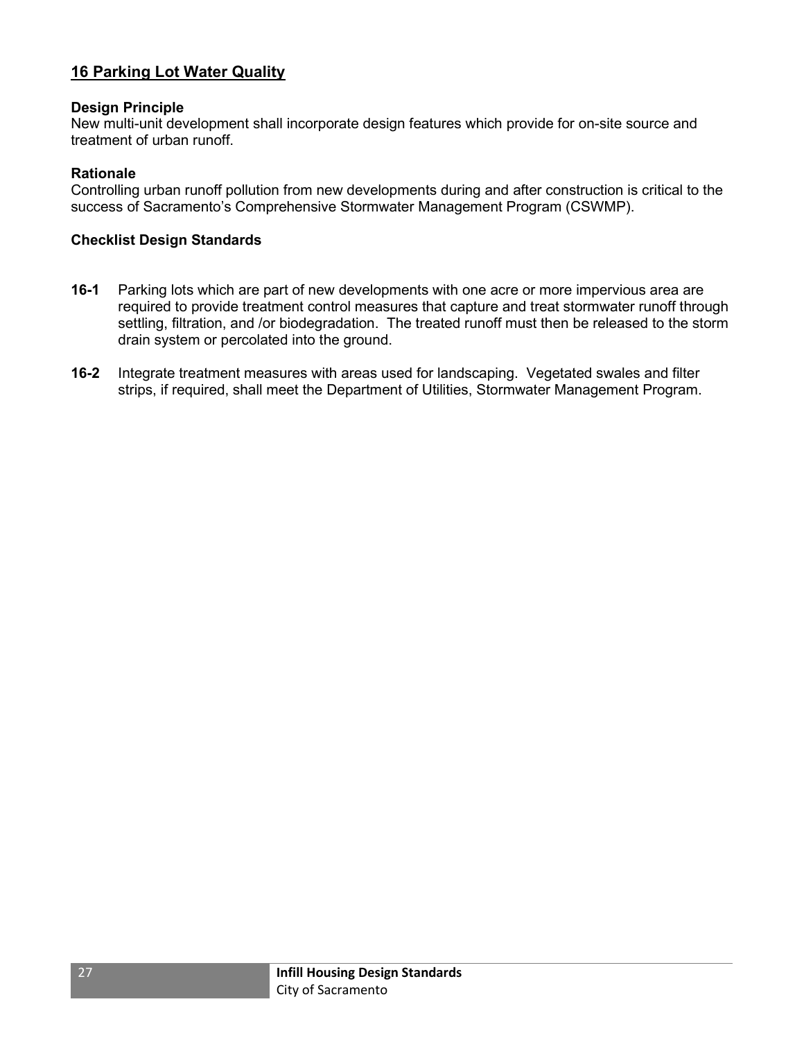## 16 Parking Lot Water Quality

**Design Principle**

New multi-unit development shall incorporate design features which provide for on-site source and treatment of urban runoff.

**Rationale**

Controlling urban runoff pollution from new developments during and after construction is critical to the success of Sacramento's Comprehensive Stormwater Management Program (CSWMP).

**Checklist Design Standards**

**16-1** Parking lots which are part of new developments with one acre or more impervious area are required to provide treatment control measures that capture and treat stormwater runoff through settling, filtration, and /or biodegradation. The treated runoff must then be released to the storm drain system or percolated into the ground.

**16-2** Integrate treatment measures with areas used for landscaping. Vegetated swales and filter strips, if required, shall meet the Department of Utilities, Stormwater Management Program.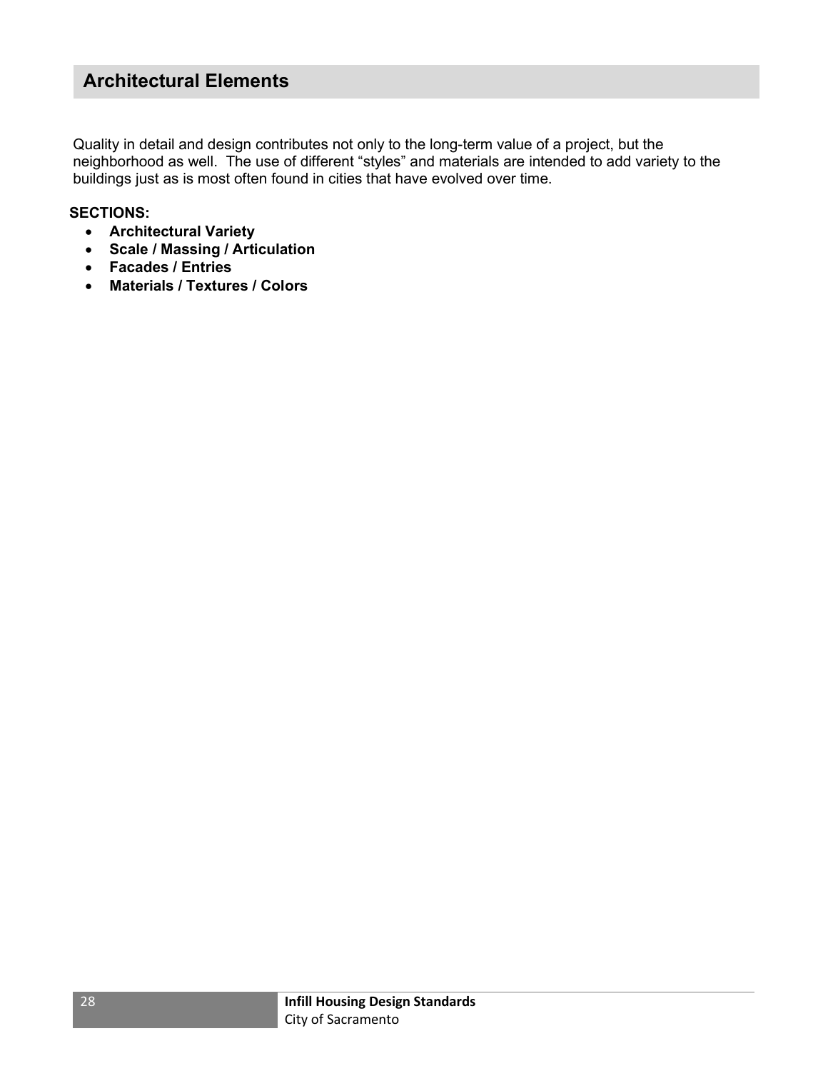## Architectural Elements

Quality in detail and design contributes not only to the long-term value of a project, but the neighborhood as well. The use of different "styles" and materials are intended to add variety to the buildings just as is most often found in cities that have evolved over time.

**SECTIONS:**

- **Architectural Variety**
- **Scale / Massing / Articulation**
- **Facades / Entries**
- **Materials / Textures / Colors**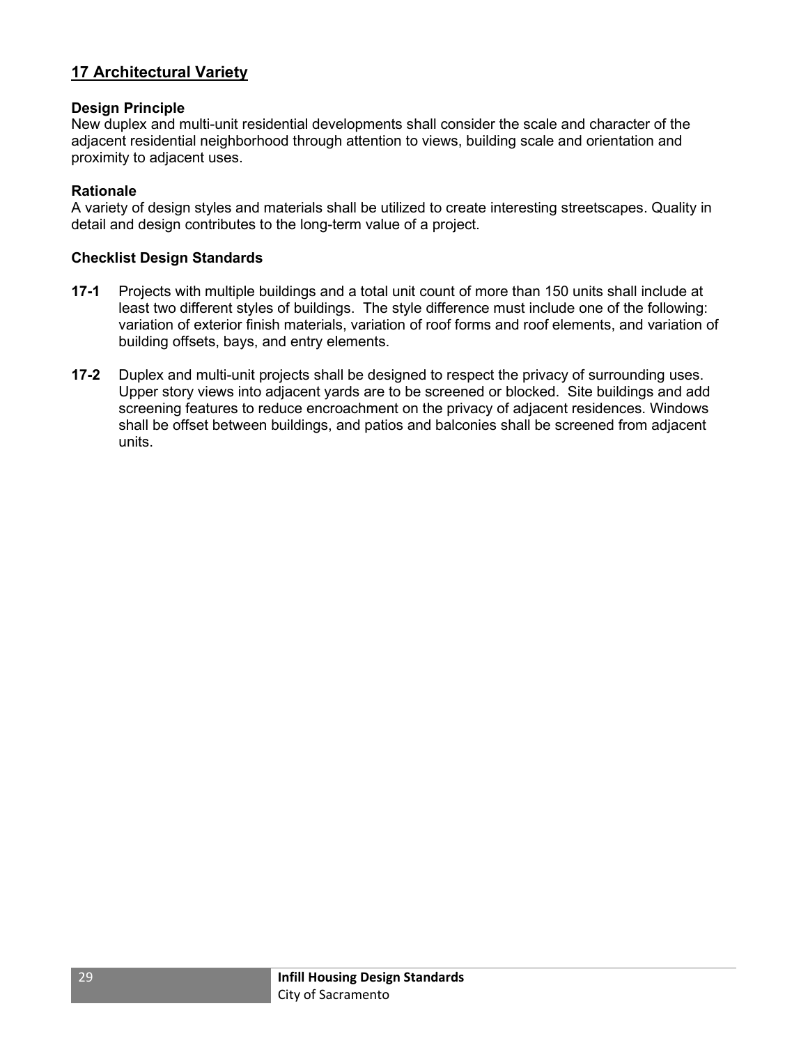## 17 Architectural Variety

**Design Principle**

New duplex and multi-unit residential developments shall consider the scale and character of the adjacent residential neighborhood through attention to views, building scale and orientation and proximity to adjacent uses.

**Rationale**

A variety of design styles and materials shall be utilized to create interesting streetscapes. Quality in detail and design contributes to the long-term value of a project.

**Checklist Design Standards**

**17-1** Projects with multiple buildings and a total unit count of more than 150 units shall include at least two different styles of buildings. The style difference must include one of the following: variation of exterior finish materials, variation of roof forms and roof elements, and variation of building offsets, bays, and entry elements.

**17-2** Duplex and multi-unit projects shall be designed to respect the privacy of surrounding uses. Upper story views into adjacent yards are to be screened or blocked. Site buildings and add screening features to reduce encroachment on the privacy of adjacent residences. Windows shall be offset between buildings, and patios and balconies shall be screened from adjacent units.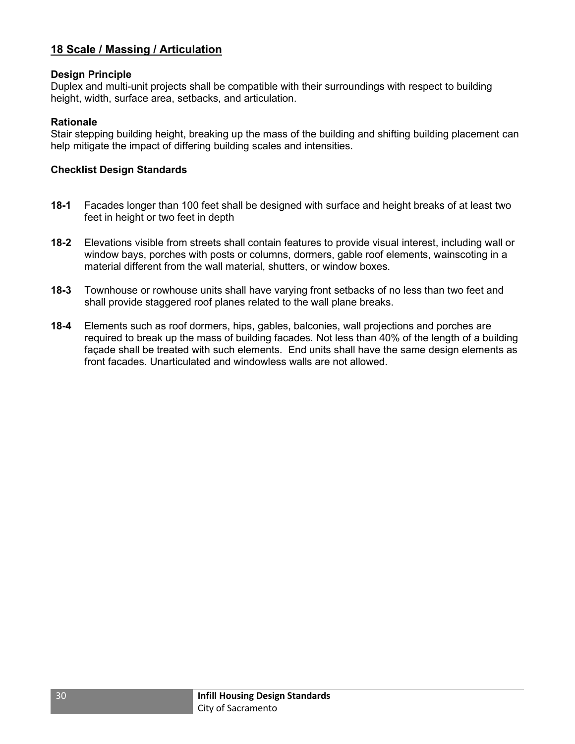## 18 Scale / Massing / Articulation

**Design Principle**

Duplex and multi-unit projects shall be compatible with their surroundings with respect to building height, width, surface area, setbacks, and articulation.

**Rationale**

Stair stepping building height, breaking up the mass of the building and shifting building placement can help mitigate the impact of differing building scales and intensities.

**Checklist Design Standards**

**18-1** Facades longer than 100 feet shall be designed with surface and height breaks of at least two feet in height or two feet in depth

**18-2** Elevations visible from streets shall contain features to provide visual interest, including wall or window bays, porches with posts or columns, dormers, gable roof elements, wainscoting in a material different from the wall material, shutters, or window boxes.

**18-3** Townhouse or rowhouse units shall have varying front setbacks of no less than two feet and shall provide staggered roof planes related to the wall plane breaks.

**18-4** Elements such as roof dormers, hips, gables, balconies, wall projections and porches are required to break up the mass of building facades. Not less than 40% of the length of a building façade shall be treated with such elements. End units shall have the same design elements as front facades. Unarticulated and windowless walls are not allowed.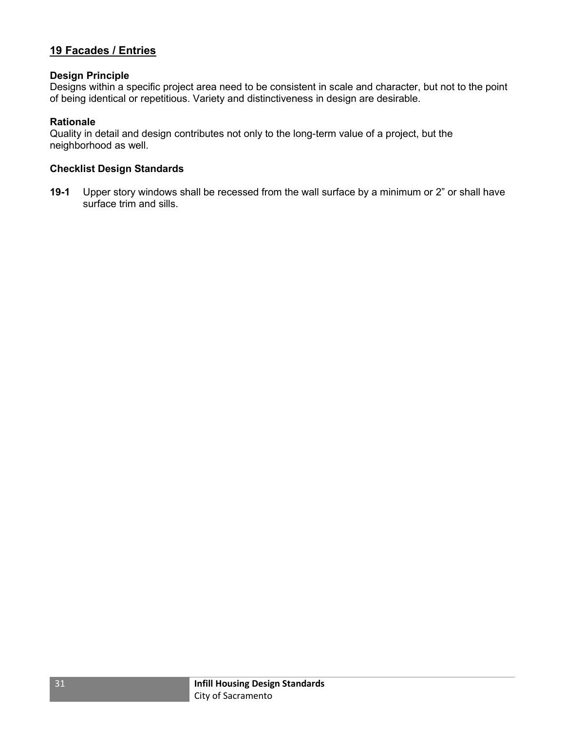## 19 Facades / Entries

**Design Principle**

Designs within a specific project area need to be consistent in scale and character, but not to the point of being identical or repetitious. Variety and distinctiveness in design are desirable.

**Rationale**

Quality in detail and design contributes not only to the long-term value of a project, but the neighborhood as well.

**Checklist Design Standards**

**19-1** Upper story windows shall be recessed from the wall surface by a minimum or 2" or shall have surface trim and sills.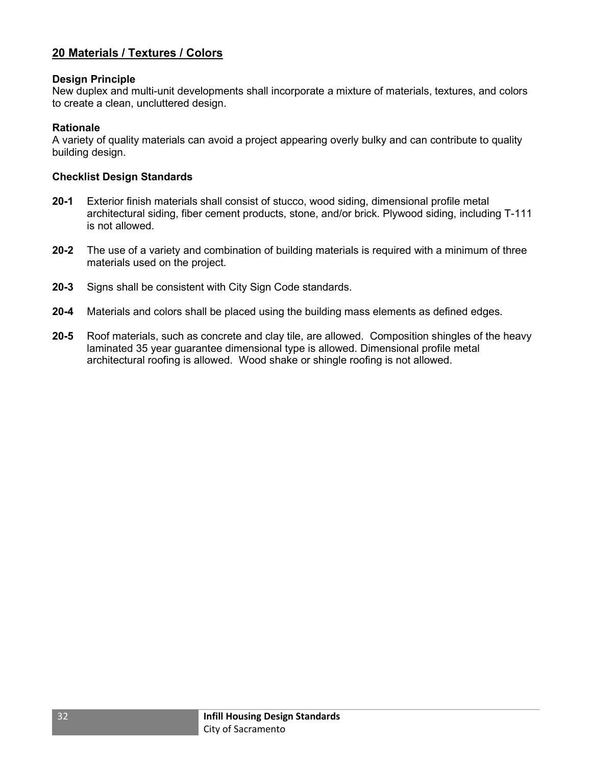## 20 Materials / Textures / Colors

### Design Principle

New duplex and multi-unit developments shall incorporate a mixture of materials, textures, and colors to create a clean, uncluttered design.

### Rationale

A variety of quality materials can avoid a project appearing overly bulky and can contribute to quality building design.

### Checklist Design Standards

**20-1** Exterior finish materials shall consist of stucco, wood siding, dimensional profile metal architectural siding, fiber cement products, stone, and/or brick. Plywood siding, including T-111 is not allowed.

**20-2** The use of a variety and combination of building materials is required with a minimum of three materials used on the project.

**20-3** Signs shall be consistent with City Sign Code standards.

**20-4** Materials and colors shall be placed using the building mass elements as defined edges.

**20-5** Roof materials, such as concrete and clay tile, are allowed. Composition shingles of the heavy laminated 35 year guarantee dimensional type is allowed. Dimensional profile metal architectural roofing is allowed. Wood shake or shingle roofing is not allowed.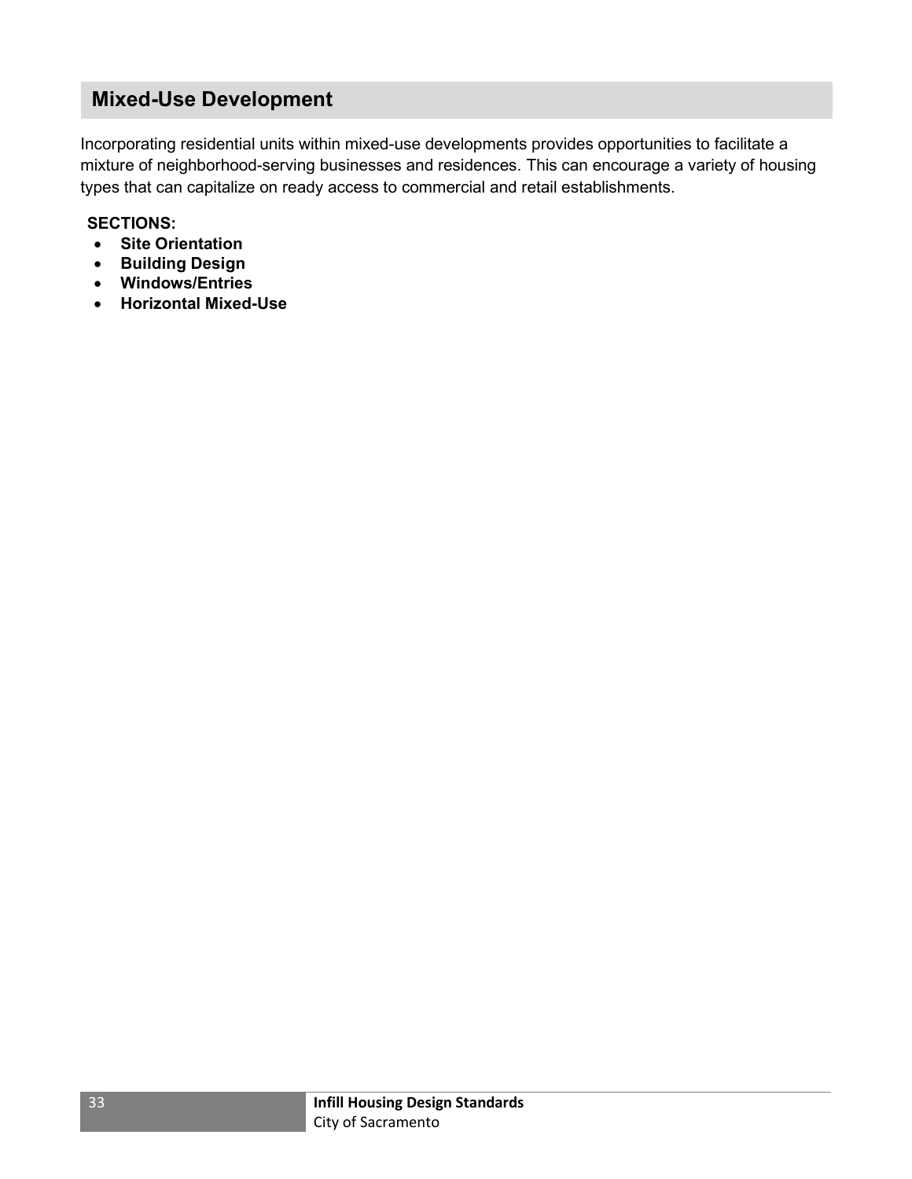## Mixed-Use Development

Incorporating residential units within mixed-use developments provides opportunities to facilitate a mixture of neighborhood-serving businesses and residences. This can encourage a variety of housing types that can capitalize on ready access to commercial and retail establishments.

**SECTIONS:**

- **Site Orientation**
- **Building Design**
- **Windows/Entries**
- **Horizontal Mixed-Use**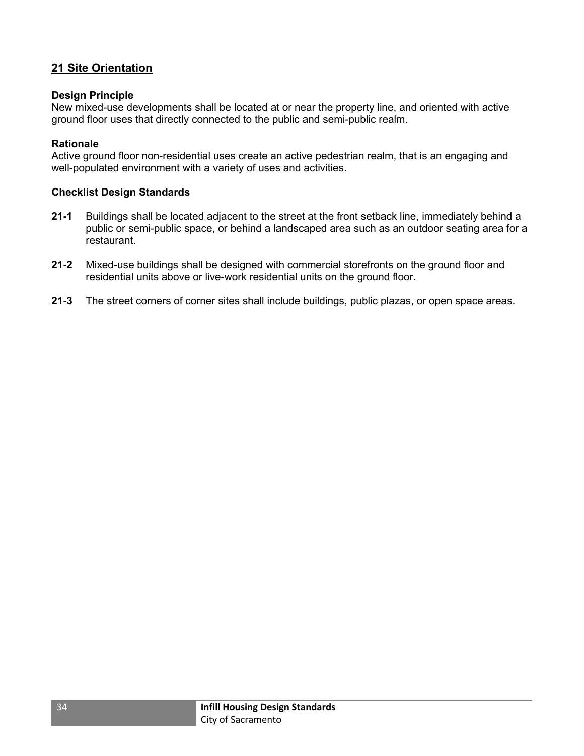## 21 Site Orientation

**Design Principle**
New mixed-use developments shall be located at or near the property line, and oriented with active ground floor uses that directly connected to the public and semi-public realm.

**Rationale**
Active ground floor non-residential uses create an active pedestrian realm, that is an engaging and well-populated environment with a variety of uses and activities.

**Checklist Design Standards**

**21-1** Buildings shall be located adjacent to the street at the front setback line, immediately behind a public or semi-public space, or behind a landscaped area such as an outdoor seating area for a restaurant.

**21-2** Mixed-use buildings shall be designed with commercial storefronts on the ground floor and residential units above or live-work residential units on the ground floor.

**21-3** The street corners of corner sites shall include buildings, public plazas, or open space areas.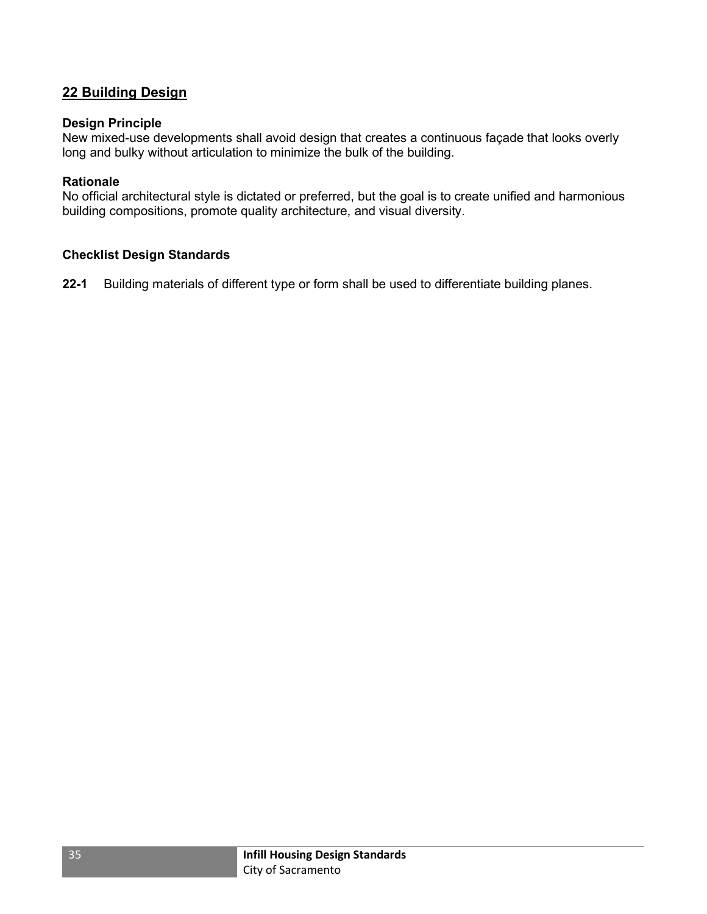## 22 Building Design

**Design Principle**
New mixed-use developments shall avoid design that creates a continuous façade that looks overly long and bulky without articulation to minimize the bulk of the building.

**Rationale**
No official architectural style is dictated or preferred, but the goal is to create unified and harmonious building compositions, promote quality architecture, and visual diversity.

**Checklist Design Standards**

**22-1** Building materials of different type or form shall be used to differentiate building planes.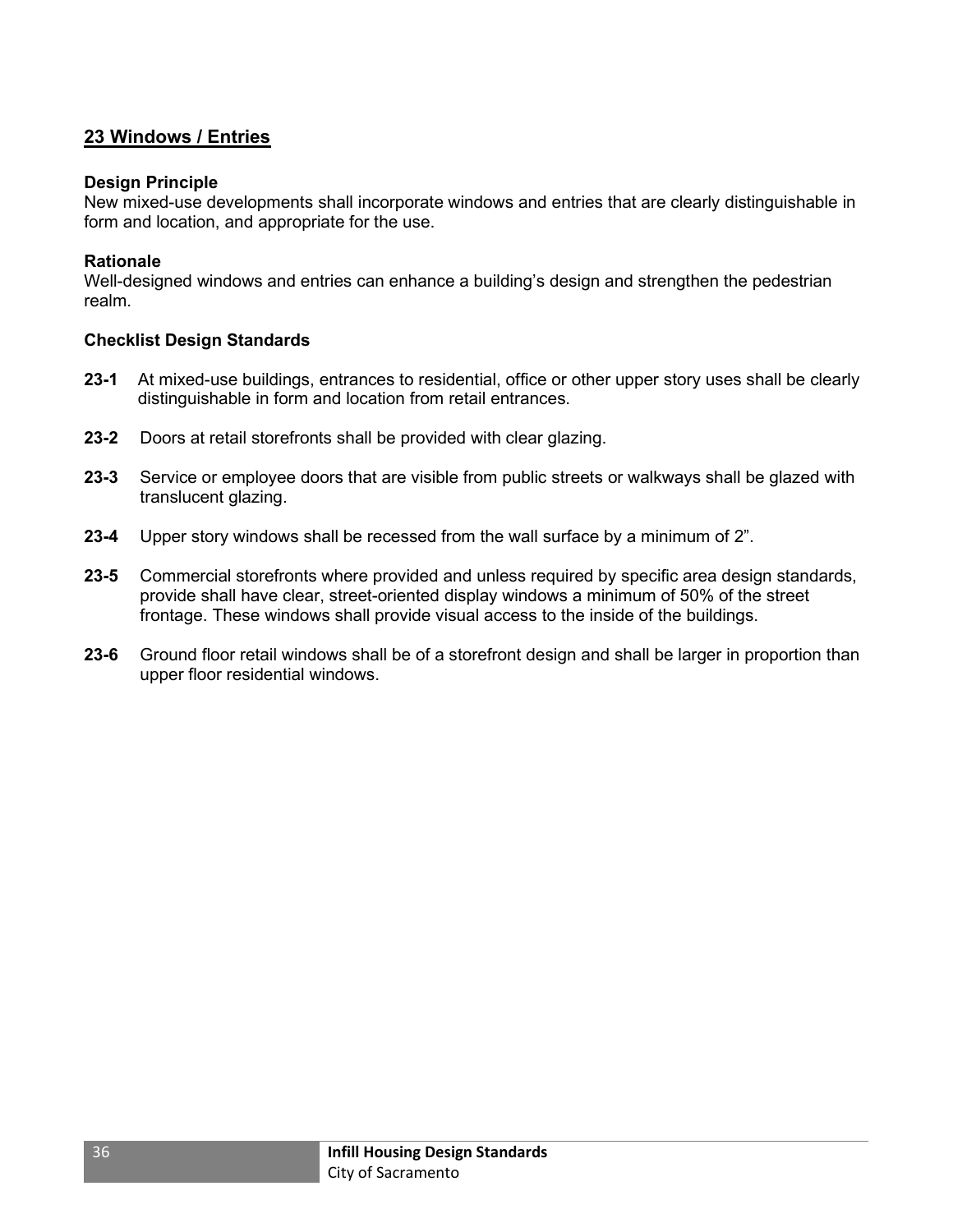## 23 Windows / Entries

**Design Principle**
New mixed-use developments shall incorporate windows and entries that are clearly distinguishable in form and location, and appropriate for the use.

**Rationale**
Well-designed windows and entries can enhance a building's design and strengthen the pedestrian realm.

**Checklist Design Standards**

**23-1** At mixed-use buildings, entrances to residential, office or other upper story uses shall be clearly distinguishable in form and location from retail entrances.

**23-2** Doors at retail storefronts shall be provided with clear glazing.

**23-3** Service or employee doors that are visible from public streets or walkways shall be glazed with translucent glazing.

**23-4** Upper story windows shall be recessed from the wall surface by a minimum of 2".

**23-5** Commercial storefronts where provided and unless required by specific area design standards, provide shall have clear, street-oriented display windows a minimum of 50% of the street frontage. These windows shall provide visual access to the inside of the buildings.

**23-6** Ground floor retail windows shall be of a storefront design and shall be larger in proportion than upper floor residential windows.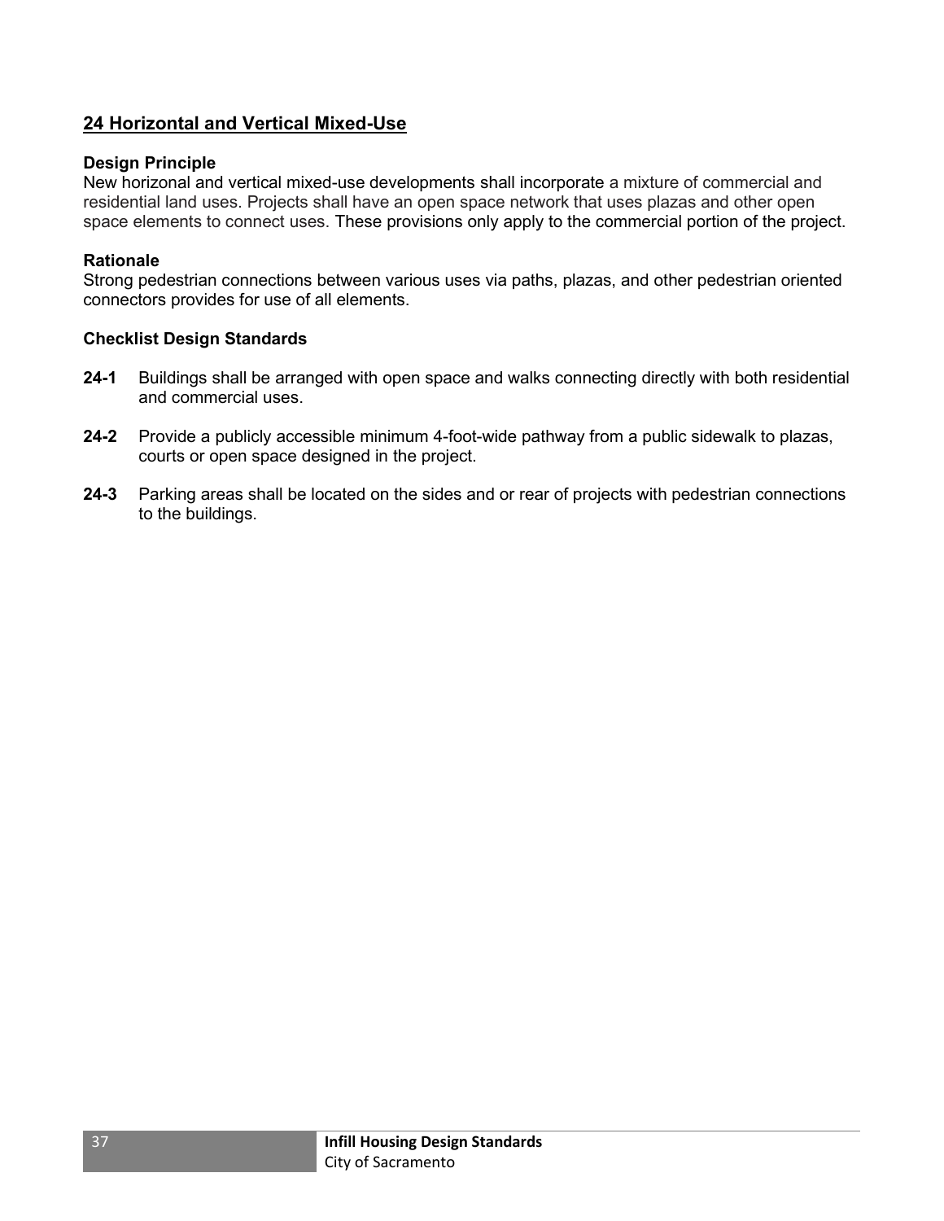## 24 Horizontal and Vertical Mixed-Use

**Design Principle**
New horizonal and vertical mixed-use developments shall incorporate a mixture of commercial and residential land uses. Projects shall have an open space network that uses plazas and other open space elements to connect uses. These provisions only apply to the commercial portion of the project.

**Rationale**
Strong pedestrian connections between various uses via paths, plazas, and other pedestrian oriented connectors provides for use of all elements.

**Checklist Design Standards**

**24-1** Buildings shall be arranged with open space and walks connecting directly with both residential and commercial uses.

**24-2** Provide a publicly accessible minimum 4-foot-wide pathway from a public sidewalk to plazas, courts or open space designed in the project.

**24-3** Parking areas shall be located on the sides and or rear of projects with pedestrian connections to the buildings.